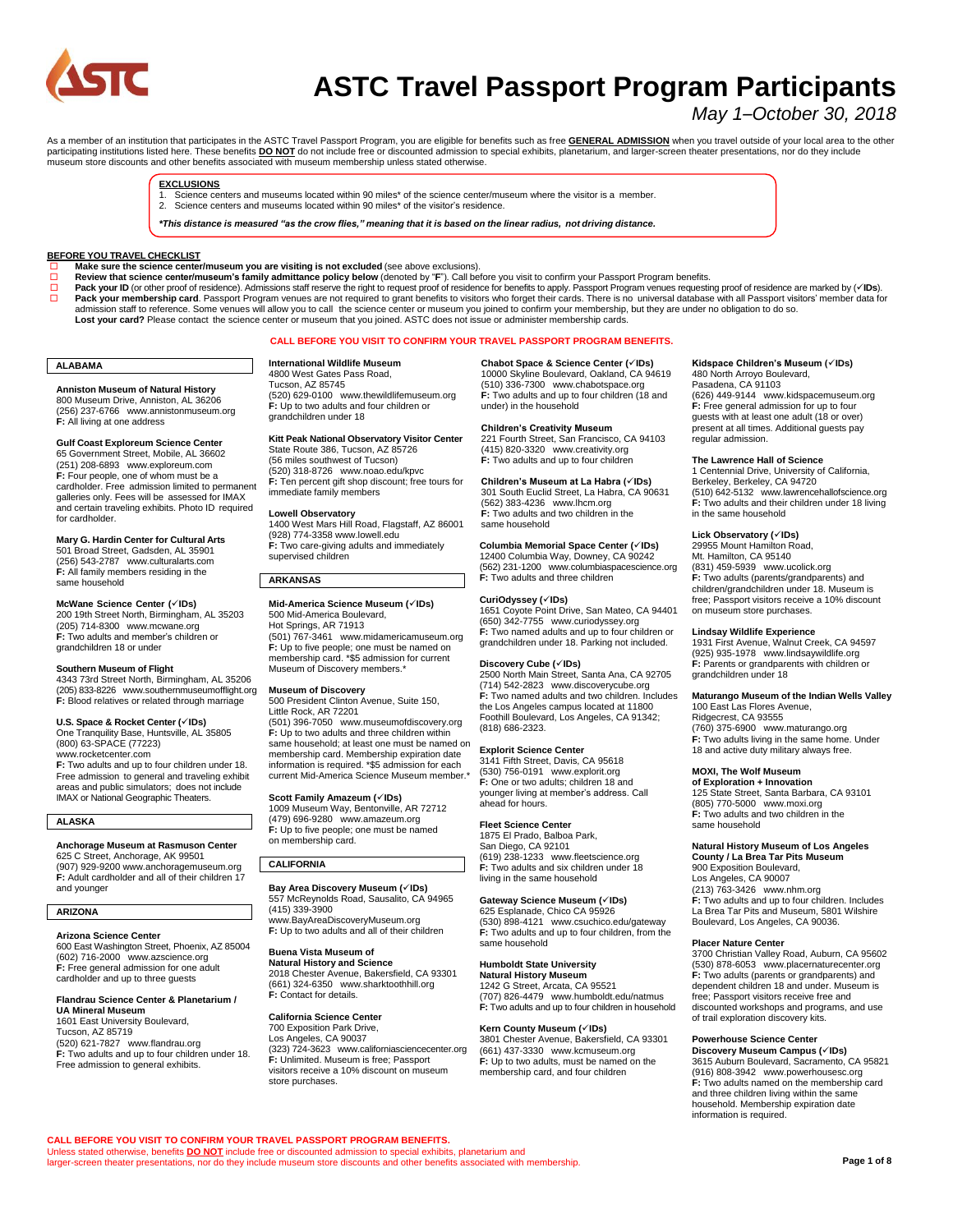# ASTC Travel Passport Program Participants

*May 1–October 30, 2018*

As a member of an institution that participates in the ASTC Travel Passport Program, you are eligible for benefits such as free **GENERAL ADMISSION** when you travel outside of your local area to the other participating institutions listed here. These benefits **DO NOT** do not include free or discounted admission to special exhibits, planetarium, and larger-screen theater presentations, nor do they include museum store discounts and other benefits associated with museum membership unless stated otherwise.

**EXCLUSIONS**

1. Science centers and museums located within 90 miles* of the science center/museum where the visitor is a member.
2. Science centers and museums located within 90 miles* of the visitor's residence.

***This distance is measured "as the crow flies," meaning that it is based on the linear radius, not driving distance.***

**BEFORE YOU TRAVEL CHECKLIST**

- ☐ **Make sure the science center/museum you are visiting is not excluded** (see above exclusions).
- ☐ **Review that science center/museum's family admittance policy below** (denoted by "**F**"). Call before you visit to confirm your Passport Program benefits.
- ☐ **Pack your ID** (or other proof of residence). Admissions staff reserve the right to request proof of residence for benefits to apply. Passport Program venues requesting proof of residence are marked by (✓**IDs**).
- ☐ **Pack your membership card**. Passport Program venues are not required to grant benefits to visitors who forget their cards. There is no universal database with all Passport visitors' member data for admission staff to reference. Some venues will allow you to call the science center or museum you joined to confirm your membership, but they are under no obligation to do so.
  **Lost your card?** Please contact the science center or museum that you joined. ASTC does not issue or administer membership cards.

**CALL BEFORE YOU VISIT TO CONFIRM YOUR TRAVEL PASSPORT PROGRAM BENEFITS.**

## ALABAMA

**Anniston Museum of Natural History**
800 Museum Drive, Anniston, AL 36206
(256) 237-6766 www.annistonmuseum.org
**F:** All living at one address

**Gulf Coast Exploreum Science Center**
65 Government Street, Mobile, AL 36602
(251) 208-6893 www.exploreum.com
**F:** Four people, one of whom must be a cardholder. Free admission limited to permanent galleries only. Fees will be assessed for IMAX and certain traveling exhibits. Photo ID required for cardholder.

**Mary G. Hardin Center for Cultural Arts**
501 Broad Street, Gadsden, AL 35901
(256) 543-2787 www.culturalarts.com
**F:** All family members residing in the same household

**McWane Science Center (✓IDs)**
200 19th Street North, Birmingham, AL 35203
(205) 714-8300 www.mcwane.org
**F:** Two adults and member's children or grandchildren 18 or under

**Southern Museum of Flight**
4343 73rd Street North, Birmingham, AL 35206
(205) 833-8226 www.southernmuseumofflight.org
**F:** Blood relatives or related through marriage

**U.S. Space & Rocket Center (✓IDs)**
One Tranquility Base, Huntsville, AL 35805
(800) 63-SPACE (77223)
www.rocketcenter.com
**F:** Two adults and up to four children under 18. Free admission to general and traveling exhibit areas and public simulators; does not include IMAX or National Geographic Theaters.

## ALASKA

**Anchorage Museum at Rasmuson Center**
625 C Street, Anchorage, AK 99501
(907) 929-9200 www.anchoragemuseum.org
**F:** Adult cardholder and all of their children 17 and younger

## ARIZONA

**Arizona Science Center**
600 East Washington Street, Phoenix, AZ 85004
(602) 716-2000 www.azscience.org
**F:** Free general admission for one adult cardholder and up to three guests

**Flandrau Science Center & Planetarium / UA Mineral Museum**
1601 East University Boulevard,
Tucson, AZ 85719
(520) 621-7827 www.flandrau.org
**F:** Two adults and up to four children under 18. Free admission to general exhibits.

**International Wildlife Museum**
4800 West Gates Pass Road,
Tucson, AZ 85745
(520) 629-0100 www.thewildlifemuseum.org
**F:** Up to two adults and four children or grandchildren under 18

**Kitt Peak National Observatory Visitor Center**
State Route 386, Tucson, AZ 85726
(56 miles southwest of Tucson)
(520) 318-8726 www.noao.edu/kpvc
**F:** Ten percent gift shop discount; free tours for immediate family members

**Lowell Observatory**
1400 West Mars Hill Road, Flagstaff, AZ 86001
(928) 774-3358 www.lowell.edu
**F:** Two care-giving adults and immediately supervised children

## ARKANSAS

**Mid-America Science Museum (✓IDs)**
500 Mid-America Boulevard,
Hot Springs, AR 71913
(501) 767-3461 www.midamericamuseum.org
**F:** Up to five people; one must be named on membership card. *$5 admission for current Museum of Discovery members.*

**Museum of Discovery**
500 President Clinton Avenue, Suite 150,
Little Rock, AR 72201
(501) 396-7050 www.museumofdiscovery.org
**F:** Up to two adults and three children within same household; at least one must be named on membership card. Membership expiration date information is required. *$5 admission for each current Mid-America Science Museum member.*

**Scott Family Amazeum (✓IDs)**
1009 Museum Way, Bentonville, AR 72712
(479) 696-9280 www.amazeum.org
**F:** Up to five people; one must be named on membership card.

## CALIFORNIA

**Bay Area Discovery Museum (✓IDs)**
557 McReynolds Road, Sausalito, CA 94965
(415) 339-3900
www.BayAreaDiscoveryMuseum.org
**F:** Up to two adults and all of their children

**Buena Vista Museum of Natural History and Science**
2018 Chester Avenue, Bakersfield, CA 93301
(661) 324-6350 www.sharktoothhill.org
**F:** Contact for details.

**California Science Center**
700 Exposition Park Drive,
Los Angeles, CA 90037
(323) 724-3623 www.californiasciencecenter.org
**F:** Unlimited. Museum is free; Passport visitors receive a 10% discount on museum store purchases.

**Chabot Space & Science Center (✓IDs)**
10000 Skyline Boulevard, Oakland, CA 94619
(510) 336-7300 www.chabotspace.org
**F:** Two adults and up to four children (18 and under) in the household

**Children's Creativity Museum**
221 Fourth Street, San Francisco, CA 94103
(415) 820-3320 www.creativity.org
**F:** Two adults and up to four children

**Children's Museum at La Habra (✓IDs)**
301 South Euclid Street, La Habra, CA 90631
(562) 383-4236 www.lhcm.org
**F:** Two adults and two children in the same household

**Columbia Memorial Space Center (✓IDs)**
12400 Columbia Way, Downey, CA 90242
(562) 231-1200 www.columbiaspacescience.org
**F:** Two adults and three children

**CuriOdyssey (✓IDs)**
1651 Coyote Point Drive, San Mateo, CA 94401
(650) 342-7755 www.curiodyssey.org
**F:** Two named adults and up to four children or grandchildren under 18. Parking not included.

**Discovery Cube (✓IDs)**
2500 North Main Street, Santa Ana, CA 92705
(714) 542-2823 www.discoverycube.org
**F:** Two named adults and two children. Includes the Los Angeles campus located at 11800 Foothill Boulevard, Los Angeles, CA 91342; (818) 686-2323.

**Explorit Science Center**
3141 Fifth Street, Davis, CA 95618
(530) 756-0191 www.explorit.org
**F:** One or two adults; children 18 and younger living at member's address. Call ahead for hours.

**Fleet Science Center**
1875 El Prado, Balboa Park,
San Diego, CA 92101
(619) 238-1233 www.fleetscience.org
**F:** Two adults and six children under 18 living in the same household

**Gateway Science Museum (✓IDs)**
625 Esplanade, Chico CA 95926
(530) 898-4121 www.csuchico.edu/gateway
**F:** Two adults and up to four children, from the same household

**Humboldt State University Natural History Museum**
1242 G Street, Arcata, CA 95521
(707) 826-4479 www.humboldt.edu/natmus
**F:** Two adults and up to four children in household

**Kern County Museum (✓IDs)**
3801 Chester Avenue, Bakersfield, CA 93301
(661) 437-3330 www.kcmuseum.org
**F:** Up to two adults, must be named on the membership card, and four children

**Kidspace Children's Museum (✓IDs)**
480 North Arroyo Boulevard,
Pasadena, CA 91103
(626) 449-9144 www.kidspacemuseum.org
**F:** Free general admission for up to four guests with at least one adult (18 or over) present at all times. Additional guests pay regular admission.

**The Lawrence Hall of Science**
1 Centennial Drive, University of California,
Berkeley, Berkeley, CA 94720
(510) 642-5132 www.lawrencehallofscience.org
**F:** Two adults and their children under 18 living in the same household

**Lick Observatory (✓IDs)**
29955 Mount Hamilton Road,
Mt. Hamilton, CA 95140
(831) 459-5939 www.ucolick.org
**F:** Two adults (parents/grandparents) and children/grandchildren under 18. Museum is free; Passport visitors receive a 10% discount on museum store purchases.

**Lindsay Wildlife Experience**
1931 First Avenue, Walnut Creek, CA 94597
(925) 935-1978 www.lindsaywildlife.org
**F:** Parents or grandparents with children or grandchildren under 18

**Maturango Museum of the Indian Wells Valley**
100 East Las Flores Avenue,
Ridgecrest, CA 93555
(760) 375-6900 www.maturango.org
**F:** Two adults living in the same home. Under 18 and active duty military always free.

**MOXI, The Wolf Museum of Exploration + Innovation**
125 State Street, Santa Barbara, CA 93101
(805) 770-5000 www.moxi.org
**F:** Two adults and two children in the same household

**Natural History Museum of Los Angeles County / La Brea Tar Pits Museum**
900 Exposition Boulevard,
Los Angeles, CA 90007
(213) 763-3426 www.nhm.org
**F:** Two adults and up to four children. Includes La Brea Tar Pits and Museum, 5801 Wilshire Boulevard, Los Angeles, CA 90036.

**Placer Nature Center**
3700 Christian Valley Road, Auburn, CA 95602
(530) 878-6053 www.placernaturecenter.org
**F:** Two adults (parents or grandparents) and dependent children 18 and under. Museum is free; Passport visitors receive free and discounted workshops and programs, and use of trail exploration discovery kits.

**Powerhouse Science Center Discovery Museum Campus (✓IDs)**
3615 Auburn Boulevard, Sacramento, CA 95821
(916) 808-3942 www.powerhousesc.org
**F:** Two adults named on the membership card and three children living within the same household. Membership expiration date information is required.

**CALL BEFORE YOU VISIT TO CONFIRM YOUR TRAVEL PASSPORT PROGRAM BENEFITS.**
Unless stated otherwise, benefits **DO NOT** include free or discounted admission to special exhibits, planetarium and larger-screen theater presentations, nor do they include museum store discounts and other benefits associated with membership.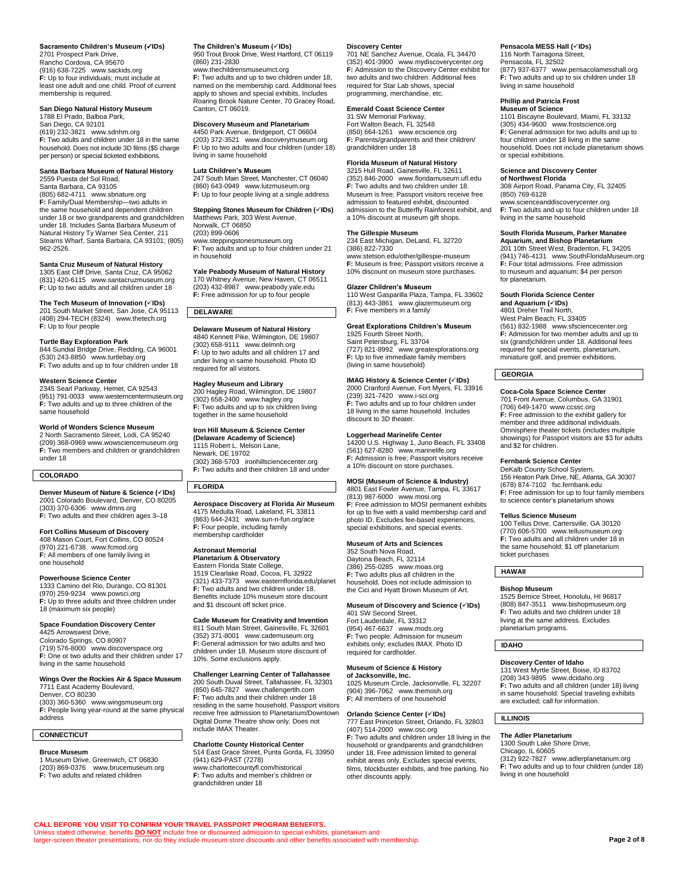**Sacramento Children's Museum (✓IDs)**
2701 Prospect Park Drive,
Rancho Cordova, CA 95670
(916) 638-7225 www.sackids.org
**F:** Up to four individuals; must include at least one adult and one child. Proof of current membership is required.

**San Diego Natural History Museum**
1788 El Prado, Balboa Park,
San Diego, CA 92101
(619) 232-3821 www.sdnhm.org
**F:** Two adults and children under 18 in the same household. Does not include 3D films ($5 charge per person) or special ticketed exhibitions.

**Santa Barbara Museum of Natural History**
2559 Puesta del Sol Road,
Santa Barbara, CA 93105
(805) 682-4711 www.sbnature.org
**F:** Family/Dual Membership—two adults in the same household and dependent children under 18 or two grandparents and grandchildren under 18. Includes Santa Barbara Museum of Natural History Ty Warner Sea Center, 211 Stearns Wharf, Santa Barbara, CA 93101; (805) 962-2526.

**Santa Cruz Museum of Natural History**
1305 East Cliff Drive, Santa Cruz, CA 95062
(831) 420-6115 www.santacruzmuseum.org
**F:** Up to two adults and all children under 18

**The Tech Museum of Innovation (✓IDs)**
201 South Market Street, San Jose, CA 95113
(408) 294-TECH (8324) www.thetech.org
**F:** Up to four people

**Turtle Bay Exploration Park**
844 Sundial Bridge Drive, Redding, CA 96001
(530) 243-8850 www.turtlebay.org
**F:** Two adults and up to four children under 18

**Western Science Center**
2345 Searl Parkway, Hemet, CA 92543
(951) 791-0033 www.westerncentermuseum.org
**F:** Two adults and up to three children of the same household

**World of Wonders Science Museum**
2 North Sacramento Street, Lodi, CA 95240
(209) 368-0969 www.wowsciencemuseum.org
**F:** Two members and children or grandchildren under 18

## COLORADO

**Denver Museum of Nature & Science (✓IDs)**
2001 Colorado Boulevard, Denver, CO 80205
(303) 370-6306 www.dmns.org
**F:** Two adults and their children ages 3–18

**Fort Collins Museum of Discovery**
408 Mason Court, Fort Collins, CO 80524
(970) 221-6738 www.fcmod.org
**F:** All members of one family living in one household

**Powerhouse Science Center**
1333 Camino del Rio, Durango, CO 81301
(970) 259-9234 www.powsci.org
**F:** Up to three adults and three children under 18 (maximum six people)

**Space Foundation Discovery Center**
4425 Arrowswest Drive,
Colorado Springs, CO 80907
(719) 576-8000 www.discoverspace.org
**F:** One or two adults and their children under 17 living in the same household

**Wings Over the Rockies Air & Space Museum**
7711 East Academy Boulevard,
Denver, CO 80230
(303) 360-5360 www.wingsmuseum.org
**F:** People living year-round at the same physical address

## CONNECTICUT

**Bruce Museum**
1 Museum Drive, Greenwich, CT 06830
(203) 869-0376 www.brucemuseum.org
**F:** Two adults and related children

**The Children's Museum (✓IDs)**
950 Trout Brook Drive, West Hartford, CT 06119
(860) 231-2830
www.thechildrensmuseumct.org
**F:** Two adults and up to two children under 18, named on the membership card. Additional fees apply to shows and special exhibits. Includes Roaring Brook Nature Center, 70 Gracey Road, Canton, CT 06019.

**Discovery Museum and Planetarium**
4450 Park Avenue, Bridgeport, CT 06604
(203) 372-3521 www.discoverymuseum.org
**F:** Up to two adults and four children (under 18) living in same household

**Lutz Children's Museum**
247 South Main Street, Manchester, CT 06040
(860) 643-0949 www.lutzmuseum.org
**F:** Up to four people living at a single address

**Stepping Stones Museum for Children (✓IDs)**
Matthews Park, 303 West Avenue,
Norwalk, CT 06850
(203) 899-0606
www.steppingstonesmuseum.org
**F:** Two adults and up to four children under 21 in household

**Yale Peabody Museum of Natural History**
170 Whitney Avenue, New Haven, CT 06511
(203) 432-8987 www.peabody.yale.edu
**F:** Free admission for up to four people

## DELAWARE

**Delaware Museum of Natural History**
4840 Kennett Pike, Wilmington, DE 19807
(302) 658-9111 www.delmnh.org
**F:** Up to two adults and all children 17 and under living in same household. Photo ID required for all visitors.

**Hagley Museum and Library**
200 Hagley Road, Wilmington, DE 19807
(302) 658-2400 www.hagley.org
**F:** Two adults and up to six children living together in the same household

**Iron Hill Museum & Science Center (Delaware Academy of Science)**
1115 Robert L. Melson Lane,
Newark, DE 19702
(302) 368-5703 ironhillsciencecenter.org
**F:** Two adults and their children 18 and under

## FLORIDA

**Aerospace Discovery at Florida Air Museum**
4175 Medulla Road, Lakeland, FL 33811
(863) 644-2431 www.sun-n-fun.org/ace
**F:** Four people, including family membership cardholder

**Astronaut Memorial Planetarium & Observatory**
Eastern Florida State College,
1519 Clearlake Road, Cocoa, FL 32922
(321) 433-7373 www.easternflorida.edu/planet
**F:** Two adults and two children under 18. Benefits include 10% museum store discount and $1 discount off ticket price.

**Cade Museum for Creativity and Invention**
811 South Main Street, Gainesville, FL 32601
(352) 371-8001 www.cademuseum.org
**F:** General admission for two adults and two children under 18. Museum store discount of 10%. Some exclusions apply.

**Challenger Learning Center of Tallahassee**
200 South Duval Street, Tallahassee, FL 32301
(850) 645-7827 www.challengertlh.com
**F:** Two adults and their children under 18 residing in the same household. Passport visitors receive free admission to Planetarium/Downtown Digital Dome Theatre show only. Does not include IMAX Theater.

**Charlotte County Historical Center**
514 East Grace Street, Punta Gorda, FL 33950
(941) 629-PAST (7278)
www.charlottecountyfl.com/historical
**F:** Two adults and member's children or grandchildren under 18

**Discovery Center**
701 NE Sanchez Avenue, Ocala, FL 34470
(352) 401-3900 www.mydiscoverycenter.org
**F:** Admission to the Discovery Center exhibit for two adults and two children. Additional fees required for Star Lab shows, special programming, merchandise, etc.

**Emerald Coast Science Center**
31 SW Memorial Parkway,
Fort Walton Beach, FL 32548
(850) 664-1261 www.ecscience.org
**F:** Parents/grandparents and their children/ grandchildren under 18

**Florida Museum of Natural History**
3215 Hull Road, Gainesville, FL 32611
(352) 846-2000 www.floridamuseum.ufl.edu
**F:** Two adults and two children under 18. Museum is free; Passport visitors receive free admission to featured exhibit, discounted admission to the Butterfly Rainforest exhibit, and a 10% discount at museum gift shops.

**The Gillespie Museum**
234 East Michigan, DeLand, FL 32720
(386) 822-7330
www.stetson.edu/other/gillespie-museum
**F:** Museum is free; Passport visitors receive a 10% discount on museum store purchases.

**Glazer Children's Museum**
110 West Gasparilla Plaza, Tampa, FL 33602
(813) 443-3861 www.glazermuseum.org
**F:** Five members in a family

**Great Explorations Children's Museum**
1925 Fourth Street North,
Saint Petersburg, FL 33704
(727) 821-8992 www.greatexplorations.org
**F:** Up to five immediate family members (living in same household)

**IMAG History & Science Center (✓IDs)**
2000 Cranford Avenue, Fort Myers, FL 33916
(239) 321-7420 www.i-sci.org
**F:** Two adults and up to four children under 18 living in the same household. Includes discount to 3D theater.

**Loggerhead Marinelife Center**
14200 U.S. Highway 1, Juno Beach, FL 33408
(561) 627-8280 www.marinelife.org
**F:** Admission is free; Passport visitors receive a 10% discount on store purchases.

**MOSI (Museum of Science & Industry)**
4801 East Fowler Avenue, Tampa, FL 33617
(813) 987-6000 www.mosi.org
**F:** Free admission to MOSI permanent exhibits for up to five with a valid membership card and photo ID. Excludes fee-based experiences, special exhibitions, and special events.

**Museum of Arts and Sciences**
352 South Nova Road,
Daytona Beach, FL 32114
(386) 255-0285 www.moas.org
**F:** Two adults plus all children in the household. Does not include admission to the Cici and Hyatt Brown Museum of Art.

**Museum of Discovery and Science (✓IDs)**
401 SW Second Street,
Fort Lauderdale, FL 33312
(954) 467-6637 www.mods.org
**F:** Two people. Admission for museum exhibits only; excludes IMAX. Photo ID required for cardholder.

**Museum of Science & History of Jacksonville, Inc.**
1025 Museum Circle, Jacksonville, FL 32207
(904) 396-7062 www.themosh.org
**F:** All members of one household

**Orlando Science Center (✓IDs)**
777 East Princeton Street, Orlando, FL 32803
(407) 514-2000 www.osc.org
**F:** Two adults and children under 18 living in the household or grandparents and grandchildren under 18. Free admission limited to general exhibit areas only. Excludes special events, films, blockbuster exhibits, and free parking. No other discounts apply.

**Pensacola MESS Hall (✓IDs)**
116 North Tarragona Street,
Pensacola, FL 32502
(877) 937-6377 www.pensacolamesshall.org
**F:** Two adults and up to six children under 18 living in same household

**Phillip and Patricia Frost Museum of Science**
1101 Biscayne Boulevard, Miami, FL 33132
(305) 434-9600 www.frostscience.org
**F:** General admission for two adults and up to four children under 18 living in the same household. Does not include planetarium shows or special exhibitions.

**Science and Discovery Center of Northwest Florida**
308 Airport Road, Panama City, FL 32405
(850) 769-6128
www.scienceanddiscoverycenter.org
**F:** Two adults and up to four children under 18 living in the same household

**South Florida Museum, Parker Manatee Aquarium, and Bishop Planetarium**
201 10th Street West, Bradenton, FL 34205
(941) 746-4131 www.SouthFloridaMuseum.org
**F:** Four total admissions. Free admission to museum and aquarium; $4 per person for planetarium.

**South Florida Science Center and Aquarium (✓IDs)**
4801 Dreher Trail North,
West Palm Beach, FL 33405
(561) 832-1988 www.sfsciencecenter.org
**F:** Admission for two member adults and up to six (grand)children under 18. Additional fees required for special events, planetarium, miniature golf, and premier exhibitions.

## GEORGIA

**Coca-Cola Space Science Center**
701 Front Avenue, Columbus, GA 31901
(706) 649-1470 www.ccssc.org
**F:** Free admission to the exhibit gallery for member and three additional individuals. Omnisphere theater tickets (includes multiple showings) for Passport visitors are $3 for adults and $2 for children.

**Fernbank Science Center**
DeKalb County School System,
156 Heaton Park Drive, NE, Atlanta, GA 30307
(678) 874-7102 fsc.fernbank.edu
**F:** Free admission for up to four family members to science center's planetarium shows

**Tellus Science Museum**
100 Tellus Drive, Cartersville, GA 30120
(770) 606-5700 www.tellusmuseum.org
**F:** Two adults and all children under 18 in the same household; $1 off planetarium ticket purchases

## HAWAII

**Bishop Museum**
1525 Bernice Street, Honolulu, HI 96817
(808) 847-3511 www.bishopmuseum.org
**F:** Two adults and two children under 18 living at the same address. Excludes planetarium programs.

## IDAHO

**Discovery Center of Idaho**
131 West Myrtle Street, Boise, ID 83702
(208) 343-9895 www.dcidaho.org
**F:** Two adults and all children (under 18) living in same household. Special traveling exhibits are excluded; call for information.

## ILLINOIS

**The Adler Planetarium**
1300 South Lake Shore Drive,
Chicago, IL 60605
(312) 922-7827 www.adlerplanetarium.org
**F:** Two adults and up to four children (under 18) living in one household

**CALL BEFORE YOU VISIT TO CONFIRM YOUR TRAVEL PASSPORT PROGRAM BENEFITS.**
Unless stated otherwise, benefits **DO NOT** include free or discounted admission to special exhibits, planetarium and larger-screen theater presentations, nor do they include museum store discounts and other benefits associated with membership.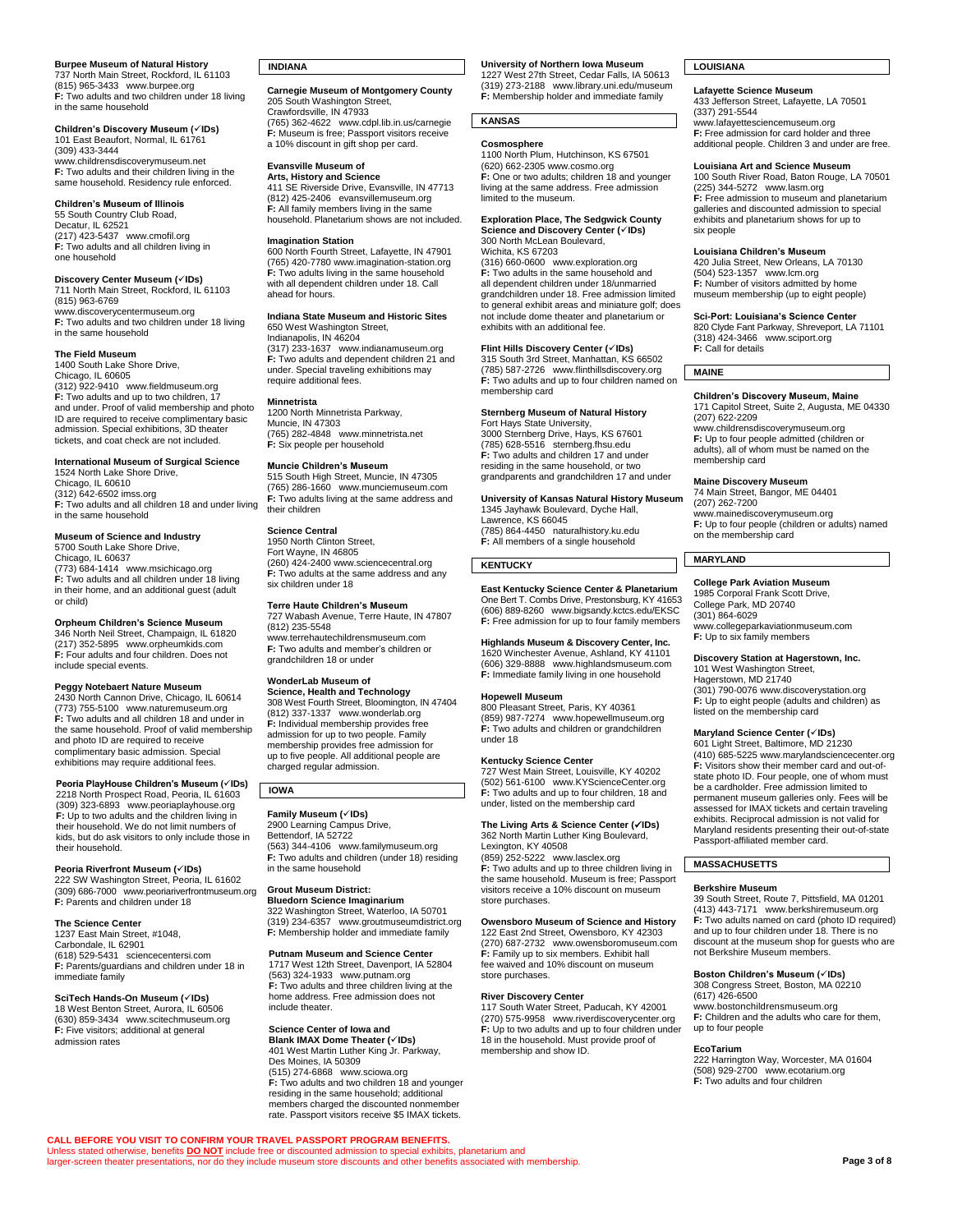**Burpee Museum of Natural History**
737 North Main Street, Rockford, IL 61103
(815) 965-3433 www.burpee.org
**F:** Two adults and two children under 18 living in the same household

**Children's Discovery Museum (✓IDs)**
101 East Beaufort, Normal, IL 61761
(309) 433-3444
www.childrensdiscoverymuseum.net
**F:** Two adults and their children living in the same household. Residency rule enforced.

**Children's Museum of Illinois**
55 South Country Club Road,
Decatur, IL 62521
(217) 423-5437 www.cmofil.org
**F:** Two adults and all children living in one household

**Discovery Center Museum (✓IDs)**
711 North Main Street, Rockford, IL 61103
(815) 963-6769
www.discoverycentermuseum.org
**F:** Two adults and two children under 18 living in the same household

**The Field Museum**
1400 South Lake Shore Drive,
Chicago, IL 60605
(312) 922-9410 www.fieldmuseum.org
**F:** Two adults and up to two children, 17 and under. Proof of valid membership and photo ID are required to receive complimentary basic admission. Special exhibitions, 3D theater tickets, and coat check are not included.

**International Museum of Surgical Science**
1524 North Lake Shore Drive,
Chicago, IL 60610
(312) 642-6502 imss.org
**F:** Two adults and all children 18 and under living in the same household

**Museum of Science and Industry**
5700 South Lake Shore Drive,
Chicago, IL 60637
(773) 684-1414 www.msichicago.org
**F:** Two adults and all children under 18 living in their home, and an additional guest (adult or child)

**Orpheum Children's Science Museum**
346 North Neil Street, Champaign, IL 61820
(217) 352-5895 www.orpheumkids.com
**F:** Four adults and four children. Does not include special events.

**Peggy Notebaert Nature Museum**
2430 North Cannon Drive, Chicago, IL 60614
(773) 755-5100 www.naturemuseum.org
**F:** Two adults and all children 18 and under in the same household. Proof of valid membership and photo ID are required to receive complimentary basic admission. Special exhibitions may require additional fees.

**Peoria PlayHouse Children's Museum (✓IDs)**
2218 North Prospect Road, Peoria, IL 61603
(309) 323-6893 www.peoriaplayhouse.org
**F:** Up to two adults and the children living in their household. We do not limit numbers of kids, but do ask visitors to only include those in their household.

**Peoria Riverfront Museum (✓IDs)**
222 SW Washington Street, Peoria, IL 61602
(309) 686-7000 www.peoriariverfrontmuseum.org
**F:** Parents and children under 18

**The Science Center**
1237 East Main Street, #1048,
Carbondale, IL 62901
(618) 529-5431 sciencecentersi.com
**F:** Parents/guardians and children under 18 in immediate family

**SciTech Hands-On Museum (✓IDs)**
18 West Benton Street, Aurora, IL 60506
(630) 859-3434 www.scitechmuseum.org
**F:** Five visitors; additional at general admission rates

## INDIANA

**Carnegie Museum of Montgomery County**
205 South Washington Street,
Crawfordsville, IN 47933
(765) 362-4622 www.cdpl.lib.in.us/carnegie
**F:** Museum is free; Passport visitors receive a 10% discount in gift shop per card.

**Evansville Museum of Arts, History and Science**
411 SE Riverside Drive, Evansville, IN 47713
(812) 425-2406 evansvillemuseum.org
**F:** All family members living in the same household. Planetarium shows are not included.

**Imagination Station**
600 North Fourth Street, Lafayette, IN 47901
(765) 420-7780 www.imagination-station.org
**F:** Two adults living in the same household with all dependent children under 18. Call ahead for hours.

**Indiana State Museum and Historic Sites**
650 West Washington Street,
Indianapolis, IN 46204
(317) 233-1637 www.indianamuseum.org
**F:** Two adults and dependent children 21 and under. Special traveling exhibitions may require additional fees.

**Minnetrista**
1200 North Minnetrista Parkway,
Muncie, IN 47303
(765) 282-4848 www.minnetrista.net
**F:** Six people per household

**Muncie Children's Museum**
515 South High Street, Muncie, IN 47305
(765) 286-1660 www.munciemuseum.com
**F:** Two adults living at the same address and their children

**Science Central**
1950 North Clinton Street,
Fort Wayne, IN 46805
(260) 424-2400 www.sciencecentral.org
**F:** Two adults at the same address and any six children under 18

**Terre Haute Children's Museum**
727 Wabash Avenue, Terre Haute, IN 47807
(812) 235-5548
www.terrehautechildrensmuseum.com
**F:** Two adults and member's children or grandchildren 18 or under

**WonderLab Museum of Science, Health and Technology**
308 West Fourth Street, Bloomington, IN 47404
(812) 337-1337 www.wonderlab.org
**F:** Individual membership provides free admission for up to two people. Family membership provides free admission for up to five people. All additional people are charged regular admission.

## IOWA

**Family Museum (✓IDs)**
2900 Learning Campus Drive,
Bettendorf, IA 52722
(563) 344-4106 www.familymuseum.org
**F:** Two adults and children (under 18) residing in the same household

**Grout Museum District: Bluedorn Science Imaginarium**
322 Washington Street, Waterloo, IA 50701
(319) 234-6357 www.groutmuseumdistrict.org
**F:** Membership holder and immediate family

**Putnam Museum and Science Center**
1717 West 12th Street, Davenport, IA 52804
(563) 324-1933 www.putnam.org
**F:** Two adults and three children living at the home address. Free admission does not include theater.

**Science Center of Iowa and Blank IMAX Dome Theater (✓IDs)**
401 West Martin Luther King Jr. Parkway,
Des Moines, IA 50309
(515) 274-6868 www.sciowa.org
**F:** Two adults and two children 18 and younger residing in the same household; additional members charged the discounted nonmember rate. Passport visitors receive $5 IMAX tickets.

**University of Northern Iowa Museum**
1227 West 27th Street, Cedar Falls, IA 50613
(319) 273-2188 www.library.uni.edu/museum
**F:** Membership holder and immediate family

## KANSAS

**Cosmosphere**
1100 North Plum, Hutchinson, KS 67501
(620) 662-2305 www.cosmo.org
**F:** One or two adults; children 18 and younger living at the same address. Free admission limited to the museum.

**Exploration Place, The Sedgwick County Science and Discovery Center (✓IDs)**
300 North McLean Boulevard,
Wichita, KS 67203
(316) 660-0600 www.exploration.org
**F:** Two adults in the same household and all dependent children under 18/unmarried grandchildren under 18. Free admission limited to general exhibit areas and miniature golf; does not include dome theater and planetarium or exhibits with an additional fee.

**Flint Hills Discovery Center (✓IDs)**
315 South 3rd Street, Manhattan, KS 66502
(785) 587-2726 www.flinthillsdiscovery.org
**F:** Two adults and up to four children named on membership card

**Sternberg Museum of Natural History**
Fort Hays State University,
3000 Sternberg Drive, Hays, KS 67601
(785) 628-5516 sternberg.fhsu.edu
**F:** Two adults and children 17 and under residing in the same household, or two grandparents and grandchildren 17 and under

**University of Kansas Natural History Museum**
1345 Jayhawk Boulevard, Dyche Hall,
Lawrence, KS 66045
(785) 864-4450 naturalhistory.ku.edu
**F:** All members of a single household

## KENTUCKY

**East Kentucky Science Center & Planetarium**
One Bert T. Combs Drive, Prestonsburg, KY 41653
(606) 889-8260 www.bigsandy.kctcs.edu/EKSC
**F:** Free admission for up to four family members

**Highlands Museum & Discovery Center, Inc.**
1620 Winchester Avenue, Ashland, KY 41101
(606) 329-8888 www.highlandsmuseum.com
**F:** Immediate family living in one household

**Hopewell Museum**
800 Pleasant Street, Paris, KY 40361
(859) 987-7274 www.hopewellmuseum.org
**F:** Two adults and children or grandchildren under 18

**Kentucky Science Center**
727 West Main Street, Louisville, KY 40202
(502) 561-6100 www.KYScienceCenter.org
**F:** Two adults and up to four children, 18 and under, listed on the membership card

**The Living Arts & Science Center (✓IDs)**
362 North Martin Luther King Boulevard,
Lexington, KY 40508
(859) 252-5222 www.lasclex.org
**F:** Two adults and up to three children living in the same household. Museum is free; Passport visitors receive a 10% discount on museum store purchases.

**Owensboro Museum of Science and History**
122 East 2nd Street, Owensboro, KY 42303
(270) 687-2732 www.owensboromuseum.com
**F:** Family up to six members. Exhibit hall fee waived and 10% discount on museum store purchases.

**River Discovery Center**
117 South Water Street, Paducah, KY 42001
(270) 575-9958 www.riverdiscoverycenter.org
**F:** Up to two adults and up to four children under 18 in the household. Must provide proof of membership and show ID.

## LOUISIANA

**Lafayette Science Museum**
433 Jefferson Street, Lafayette, LA 70501
(337) 291-5544
www.lafayettesciencemuseum.org
**F:** Free admission for card holder and three additional people. Children 3 and under are free.

**Louisiana Art and Science Museum**
100 South River Road, Baton Rouge, LA 70501
(225) 344-5272 www.lasm.org
**F:** Free admission to museum and planetarium galleries and discounted admission to special exhibits and planetarium shows for up to six people

**Louisiana Children's Museum**
420 Julia Street, New Orleans, LA 70130
(504) 523-1357 www.lcm.org
**F:** Number of visitors admitted by home museum membership (up to eight people)

**Sci-Port: Louisiana's Science Center**
820 Clyde Fant Parkway, Shreveport, LA 71101
(318) 424-3466 www.sciport.org
**F:** Call for details

## MAINE

**Children's Discovery Museum, Maine**
171 Capitol Street, Suite 2, Augusta, ME 04330
(207) 622-2209
www.childrensdiscoverymuseum.org
**F:** Up to four people admitted (children or adults), all of whom must be named on the membership card

**Maine Discovery Museum**
74 Main Street, Bangor, ME 04401
(207) 262-7200
www.mainediscoverymuseum.org
**F:** Up to four people (children or adults) named on the membership card

## MARYLAND

**College Park Aviation Museum**
1985 Corporal Frank Scott Drive,
College Park, MD 20740
(301) 864-6029
www.collegeparkaviationmuseum.com
**F:** Up to six family members

**Discovery Station at Hagerstown, Inc.**
101 West Washington Street,
Hagerstown, MD 21740
(301) 790-0076 www.discoverystation.org
**F:** Up to eight people (adults and children) as listed on the membership card

**Maryland Science Center (✓IDs)**
601 Light Street, Baltimore, MD 21230
(410) 685-5225 www.marylandsciencecenter.org
**F:** Visitors show their member card and out-of-state photo ID. Four people, one of whom must be a cardholder. Free admission limited to permanent museum galleries only. Fees will be assessed for IMAX tickets and certain traveling exhibits. Reciprocal admission is not valid for Maryland residents presenting their out-of-state Passport-affiliated member card.

## MASSACHUSETTS

**Berkshire Museum**
39 South Street, Route 7, Pittsfield, MA 01201
(413) 443-7171 www.berkshiremuseum.org
**F:** Two adults named on card (photo ID required) and up to four children under 18. There is no discount at the museum shop for guests who are not Berkshire Museum members.

**Boston Children's Museum (✓IDs)**
308 Congress Street, Boston, MA 02210
(617) 426-6500
www.bostonchildrensmuseum.org
**F:** Children and the adults who care for them, up to four people

**EcoTarium**
222 Harrington Way, Worcester, MA 01604
(508) 929-2700 www.ecotarium.org
**F:** Two adults and four children

**CALL BEFORE YOU VISIT TO CONFIRM YOUR TRAVEL PASSPORT PROGRAM BENEFITS.**
Unless stated otherwise, benefits **DO NOT** include free or discounted admission to special exhibits, planetarium and larger-screen theater presentations, nor do they include museum store discounts and other benefits associated with membership.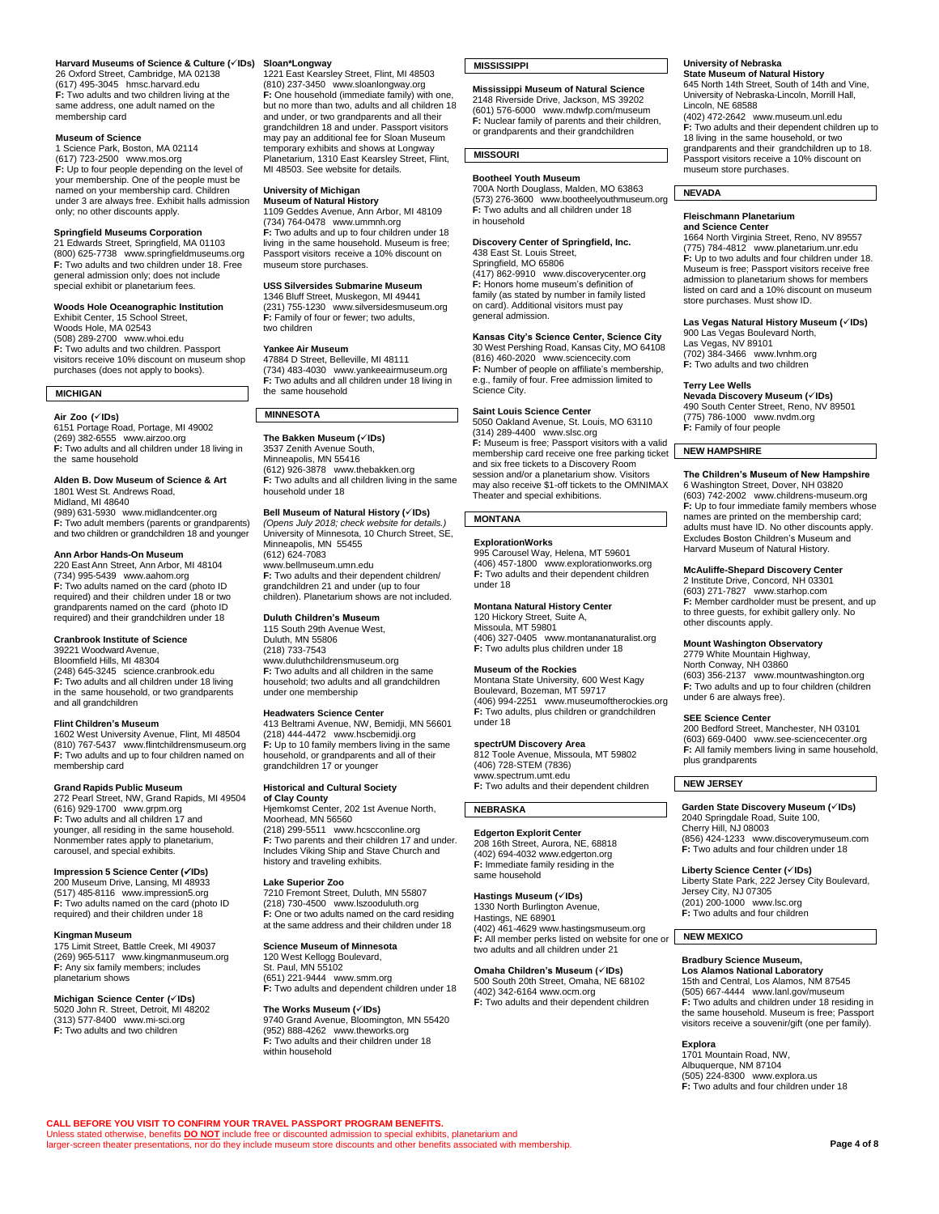**Harvard Museums of Science & Culture (✓IDs)**
26 Oxford Street, Cambridge, MA 02138
(617) 495-3045 hmsc.harvard.edu
**F:** Two adults and two children living at the same address, one adult named on the membership card

**Museum of Science**
1 Science Park, Boston, MA 02114
(617) 723-2500 www.mos.org
**F:** Up to four people depending on the level of your membership. One of the people must be named on your membership card. Children under 3 are always free. Exhibit halls admission only; no other discounts apply.

**Springfield Museums Corporation**
21 Edwards Street, Springfield, MA 01103
(800) 625-7738 www.springfieldmuseums.org
**F:** Two adults and two children under 18. Free general admission only; does not include special exhibit or planetarium fees.

**Woods Hole Oceanographic Institution**
Exhibit Center, 15 School Street,
Woods Hole, MA 02543
(508) 289-2700 www.whoi.edu
**F:** Two adults and two children. Passport visitors receive 10% discount on museum shop purchases (does not apply to books).

## MICHIGAN

**Air Zoo (✓IDs)**
6151 Portage Road, Portage, MI 49002
(269) 382-6555 www.airzoo.org
**F:** Two adults and all children under 18 living in the same household

**Alden B. Dow Museum of Science & Art**
1801 West St. Andrews Road,
Midland, MI 48640
(989) 631-5930 www.midlandcenter.org
**F:** Two adult members (parents or grandparents) and two children or grandchildren 18 and younger

**Ann Arbor Hands-On Museum**
220 East Ann Street, Ann Arbor, MI 48104
(734) 995-5439 www.aahom.org
**F:** Two adults named on the card (photo ID required) and their children under 18 or two grandparents named on the card (photo ID required) and their grandchildren under 18

**Cranbrook Institute of Science**
39221 Woodward Avenue,
Bloomfield Hills, MI 48304
(248) 645-3245 science.cranbrook.edu
**F:** Two adults and all children under 18 living in the same household, or two grandparents and all grandchildren

**Flint Children's Museum**
1602 West University Avenue, Flint, MI 48504
(810) 767-5437 www.flintchildrensmuseum.org
**F:** Two adults and up to four children named on membership card

**Grand Rapids Public Museum**
272 Pearl Street, NW, Grand Rapids, MI 49504
(616) 929-1700 www.grpm.org
**F:** Two adults and all children 17 and younger, all residing in the same household. Nonmember rates apply to planetarium, carousel, and special exhibits.

**Impression 5 Science Center (✓IDs)**
200 Museum Drive, Lansing, MI 48933
(517) 485-8116 www.impression5.org
**F:** Two adults named on the card (photo ID required) and their children under 18

**Kingman Museum**
175 Limit Street, Battle Creek, MI 49037
(269) 965-5117 www.kingmanmuseum.org
**F:** Any six family members; includes planetarium shows

**Michigan Science Center (✓IDs)**
5020 John R. Street, Detroit, MI 48202
(313) 577-8400 www.mi-sci.org
**F:** Two adults and two children

**Sloan*Longway**
1221 East Kearsley Street, Flint, MI 48503
(810) 237-3450 www.sloanlongway.org
**F:** One household (immediate family) with one, but no more than two, adults and all children 18 and under, or two grandparents and all their grandchildren 18 and under. Passport visitors may pay an additional fee for Sloan Museum temporary exhibits and shows at Longway Planetarium, 1310 East Kearsley Street, Flint, MI 48503. See website for details.

**University of Michigan Museum of Natural History**
1109 Geddes Avenue, Ann Arbor, MI 48109
(734) 764-0478 www.ummnh.org
**F:** Two adults and up to four children under 18 living in the same household. Museum is free; Passport visitors receive a 10% discount on museum store purchases.

**USS Silversides Submarine Museum**
1346 Bluff Street, Muskegon, MI 49441
(231) 755-1230 www.silversidesmuseum.org
**F:** Family of four or fewer; two adults, two children

**Yankee Air Museum**
47884 D Street, Belleville, MI 48111
(734) 483-4030 www.yankeeairmuseum.org
**F:** Two adults and all children under 18 living in the same household

## MINNESOTA

**The Bakken Museum (✓IDs)**
3537 Zenith Avenue South,
Minneapolis, MN 55416
(612) 926-3878 www.thebakken.org
**F:** Two adults and all children living in the same household under 18

**Bell Museum of Natural History (✓IDs)**
*(Opens July 2018; check website for details.)*
University of Minnesota, 10 Church Street, SE, Minneapolis, MN 55455
(612) 624-7083
www.bellmuseum.umn.edu
**F:** Two adults and their dependent children/ grandchildren 21 and under (up to four children). Planetarium shows are not included.

**Duluth Children's Museum**
115 South 29th Avenue West,
Duluth, MN 55806
(218) 733-7543
www.duluthchildrensmuseum.org
**F:** Two adults and all children in the same household; two adults and all grandchildren under one membership

**Headwaters Science Center**
413 Beltrami Avenue, NW, Bemidji, MN 56601
(218) 444-4472 www.hscbemidji.org
**F:** Up to 10 family members living in the same household, or grandparents and all of their grandchildren 17 or younger

**Historical and Cultural Society of Clay County**
Hjemkomst Center, 202 1st Avenue North, Moorhead, MN 56560
(218) 299-5511 www.hcscconline.org
**F:** Two parents and their children 17 and under. Includes Viking Ship and Stave Church and history and traveling exhibits.

**Lake Superior Zoo**
7210 Fremont Street, Duluth, MN 55807
(218) 730-4500 www.lszooduluth.org
**F:** One or two adults named on the card residing at the same address and their children under 18

**Science Museum of Minnesota**
120 West Kellogg Boulevard,
St. Paul, MN 55102
(651) 221-9444 www.smm.org
**F:** Two adults and dependent children under 18

**The Works Museum (✓IDs)**
9740 Grand Avenue, Bloomington, MN 55420
(952) 888-4262 www.theworks.org
**F:** Two adults and their children under 18 within household

## MISSISSIPPI

**Mississippi Museum of Natural Science**
2148 Riverside Drive, Jackson, MS 39202
(601) 576-6000 www.mdwfp.com/museum
**F:** Nuclear family of parents and their children, or grandparents and their grandchildren

## MISSOURI

**Bootheel Youth Museum**
700A North Douglass, Malden, MO 63863
(573) 276-3600 www.bootheelyouthmuseum.org
**F:** Two adults and all children under 18 in household

**Discovery Center of Springfield, Inc.**
438 East St. Louis Street,
Springfield, MO 65806
(417) 862-9910 www.discoverycenter.org
**F:** Honors home museum's definition of family (as stated by number in family listed on card). Additional visitors must pay general admission.

**Kansas City's Science Center, Science City**
30 West Pershing Road, Kansas City, MO 64108
(816) 460-2020 www.sciencecity.com
**F:** Number of people on affiliate's membership, e.g., family of four. Free admission limited to Science City.

**Saint Louis Science Center**
5050 Oakland Avenue, St. Louis, MO 63110
(314) 289-4400 www.slsc.org
**F:** Museum is free; Passport visitors with a valid membership card receive one free parking ticket and six free tickets to a Discovery Room session and/or a planetarium show. Visitors may also receive $1-off tickets to the OMNIMAX Theater and special exhibitions.

## MONTANA

**ExplorationWorks**
995 Carousel Way, Helena, MT 59601
(406) 457-1800 www.explorationworks.org
**F:** Two adults and their dependent children under 18

**Montana Natural History Center**
120 Hickory Street, Suite A,
Missoula, MT 59801
(406) 327-0405 www.montananaturalist.org
**F:** Two adults plus children under 18

**Museum of the Rockies**
Montana State University, 600 West Kagy Boulevard, Bozeman, MT 59717
(406) 994-2251 www.museumoftherockies.org
**F:** Two adults, plus children or grandchildren under 18

**spectrUM Discovery Area**
812 Toole Avenue, Missoula, MT 59802
(406) 728-STEM (7836)
www.spectrum.umt.edu
**F:** Two adults and their dependent children

## NEBRASKA

**Edgerton Explorit Center**
208 16th Street, Aurora, NE, 68818
(402) 694-4032 www.edgerton.org
**F:** Immediate family residing in the same household

**Hastings Museum (✓IDs)**
1330 North Burlington Avenue,
Hastings, NE 68901
(402) 461-4629 www.hastingsmuseum.org
**F:** All member perks listed on website for one or two adults and all children under 21

**Omaha Children's Museum (✓IDs)**
500 South 20th Street, Omaha, NE 68102
(402) 342-6164 www.ocm.org
**F:** Two adults and their dependent children

**University of Nebraska State Museum of Natural History**
645 North 14th Street, South of 14th and Vine, University of Nebraska-Lincoln, Morrill Hall, Lincoln, NE 68588
(402) 472-2642 www.museum.unl.edu
**F:** Two adults and their dependent children up to 18 living in the same household, or two grandparents and their grandchildren up to 18. Passport visitors receive a 10% discount on museum store purchases.

## NEVADA

**Fleischmann Planetarium and Science Center**
1664 North Virginia Street, Reno, NV 89557
(775) 784-4812 www.planetarium.unr.edu
**F:** Up to two adults and four children under 18. Museum is free; Passport visitors receive free admission to planetarium shows for members listed on card and a 10% discount on museum store purchases. Must show ID.

**Las Vegas Natural History Museum (✓IDs)**
900 Las Vegas Boulevard North,
Las Vegas, NV 89101
(702) 384-3466 www.lvnhm.org
**F:** Two adults and two children

**Terry Lee Wells Nevada Discovery Museum (✓IDs)**
490 South Center Street, Reno, NV 89501
(775) 786-1000 www.nvdm.org
**F:** Family of four people

## NEW HAMPSHIRE

**The Children's Museum of New Hampshire**
6 Washington Street, Dover, NH 03820
(603) 742-2002 www.childrens-museum.org
**F:** Up to four immediate family members whose names are printed on the membership card; adults must have ID. No other discounts apply. Excludes Boston Children's Museum and Harvard Museum of Natural History.

**McAuliffe-Shepard Discovery Center**
2 Institute Drive, Concord, NH 03301
(603) 271-7827 www.starhop.com
**F:** Member cardholder must be present, and up to three guests, for exhibit gallery only. No other discounts apply.

**Mount Washington Observatory**
2779 White Mountain Highway,
North Conway, NH 03860
(603) 356-2137 www.mountwashington.org
**F:** Two adults and up to four children (children under 6 are always free).

**SEE Science Center**
200 Bedford Street, Manchester, NH 03101
(603) 669-0400 www.see-sciencecenter.org
**F:** All family members living in same household, plus grandparents

## NEW JERSEY

**Garden State Discovery Museum (✓IDs)**
2040 Springdale Road, Suite 100,
Cherry Hill, NJ 08003
(856) 424-1233 www.discoverymuseum.com
**F:** Two adults and four children under 18

**Liberty Science Center (✓IDs)**
Liberty State Park, 222 Jersey City Boulevard, Jersey City, NJ 07305
(201) 200-1000 www.lsc.org
**F:** Two adults and four children

## NEW MEXICO

**Bradbury Science Museum, Los Alamos National Laboratory**
15th and Central, Los Alamos, NM 87545
(505) 667-4444 www.lanl.gov/museum
**F:** Two adults and children under 18 residing in the same household. Museum is free; Passport visitors receive a souvenir/gift (one per family).

**Explora**
1701 Mountain Road, NW,
Albuquerque, NM 87104
(505) 224-8300 www.explora.us
**F:** Two adults and four children under 18

**CALL BEFORE YOU VISIT TO CONFIRM YOUR TRAVEL PASSPORT PROGRAM BENEFITS.**
Unless stated otherwise, benefits **DO NOT** include free or discounted admission to special exhibits, planetarium and larger-screen theater presentations, nor do they include museum store discounts and other benefits associated with membership.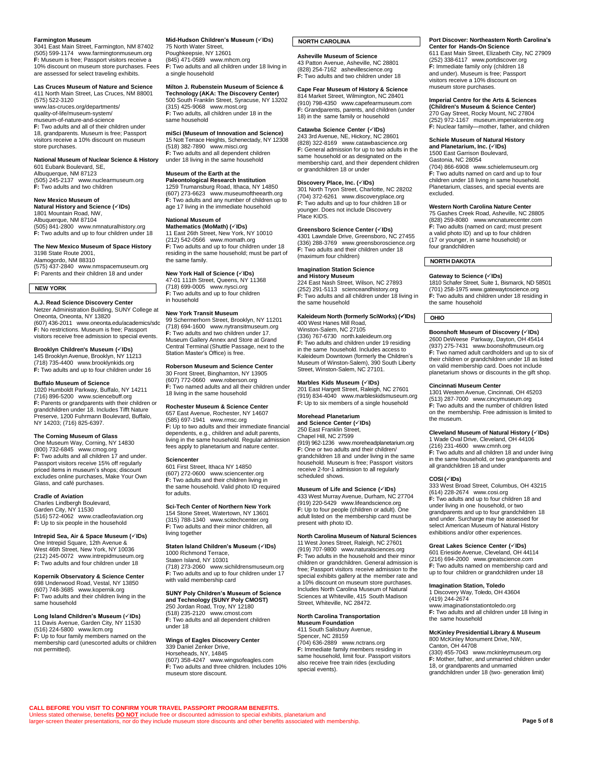**Farmington Museum**
3041 East Main Street, Farmington, NM 87402
(505) 599-1174 www.farmingtonmuseum.org
**F:** Museum is free; Passport visitors receive a 10% discount on museum store purchases. Fees are assessed for select traveling exhibits.

**Las Cruces Museum of Nature and Science**
411 North Main Street, Las Cruces, NM 88001
(575) 522-3120
www.las-cruces.org/departments/quality-of-life/museum-system/museum-of-nature-and-science
**F:** Two adults and all of their children under 18, grandparents. Museum is free; Passport visitors receive a 10% discount on museum store purchases.

**National Museum of Nuclear Science & History**
601 Eubank Boulevard, SE,
Albuquerque, NM 87123
(505) 245-2137 www.nuclearmuseum.org
**F:** Two adults and two children

**New Mexico Museum of Natural History and Science (✓IDs)**
1801 Mountain Road, NW,
Albuquerque, NM 87104
(505) 841-2800 www.nmnaturalhistory.org
**F:** Two adults and up to four children under 18

**The New Mexico Museum of Space History**
3198 State Route 2001,
Alamogordo, NM 88310
(575) 437-2840 www.nmspacemuseum.org
**F:** Parents and their children 18 and under

## NEW YORK

**A.J. Read Science Discovery Center**
Netzer Administration Building, SUNY College at Oneonta, Oneonta, NY 13820
(607) 436-2011 www.oneonta.edu/academics/sdc
**F:** No restrictions. Museum is free; Passport visitors receive free admission to special events.

**Brooklyn Children's Museum (✓IDs)**
145 Brooklyn Avenue, Brooklyn, NY 11213
(718) 735-4400 www.brooklynkids.org
**F:** Two adults and up to four children under 16

**Buffalo Museum of Science**
1020 Humboldt Parkway, Buffalo, NY 14211
(716) 896-5200 www.sciencebuff.org
**F:** Parents or grandparents with their children or grandchildren under 18. Includes Tifft Nature Preserve, 1200 Fuhrmann Boulevard, Buffalo, NY 14203; (716) 825-6397.

**The Corning Museum of Glass**
One Museum Way, Corning, NY 14830
(800) 732-6845 www.cmog.org
**F:** Two adults and all children 17 and under. Passport visitors receive 15% off regularly priced items in museum's shops; discount excludes online purchases, Make Your Own Glass, and café purchases.

**Cradle of Aviation**
Charles Lindbergh Boulevard,
Garden City, NY 11530
(516) 572-4062 www.cradleofaviation.org
**F:** Up to six people in the household

**Intrepid Sea, Air & Space Museum (✓IDs)**
One Intrepid Square, 12th Avenue &
West 46th Street, New York, NY 10036
(212) 245-0072 www.intrepidmuseum.org
**F:** Two adults and four children under 18

**Kopernik Observatory & Science Center**
698 Underwood Road, Vestal, NY 13850
(607) 748-3685 www.kopernik.org
**F:** Two adults and their children living in the same household

**Long Island Children's Museum (✓IDs)**
11 Davis Avenue, Garden City, NY 11530
(516) 224-5800 www.licm.org
**F:** Up to four family members named on the membership card (unescorted adults or children not permitted).

**Mid-Hudson Children's Museum (✓IDs)**
75 North Water Street,
Poughkeepsie, NY 12601
(845) 471-0589 www.mhcm.org
**F:** Two adults and all children under 18 living in a single household

**Milton J. Rubenstein Museum of Science & Technology (AKA: The Discovery Center)**
500 South Franklin Street, Syracuse, NY 13202
(315) 425-9068 www.most.org
**F:** Two adults, all children under 18 in the same household

**miSci (Museum of Innovation and Science)**
15 Nott Terrace Heights, Schenectady, NY 12308
(518) 382-7890 www.misci.org
**F:** Two adults and all dependent children under 18 living in the same household

**Museum of the Earth at the Paleontological Research Institution**
1259 Trumansburg Road, Ithaca, NY 14850
(607) 273-6623 www.museumoftheearth.org
**F:** Two adults and any number of children up to age 17 living in the immediate household

**National Museum of Mathematics (MoMath) (✓IDs)**
11 East 26th Street, New York, NY 10010
(212) 542-0566 www.momath.org
**F:** Two adults and up to four children under 18 residing in the same household; must be part of the same family.

**New York Hall of Science (✓IDs)**
47-01 111th Street, Queens, NY 11368
(718) 699-0005 www.nysci.org
**F:** Two adults and up to four children in household

**New York Transit Museum**
99 Schermerhorn Street, Brooklyn, NY 11201
(718) 694-1600 www.nytransitmuseum.org
**F:** Two adults and two children under 17. Museum Gallery Annex and Store at Grand Central Terminal (Shuttle Passage, next to the Station Master's Office) is free.

**Roberson Museum and Science Center**
30 Front Street, Binghamton, NY 13905
(607) 772-0660 www.roberson.org
**F:** Two named adults and all their children under 18 living in the same household

**Rochester Museum & Science Center**
657 East Avenue, Rochester, NY 14607
(585) 697-1941 www.rmsc.org
**F:** Up to two adults and their immediate financial dependents, e.g., children and adult parents, living in the same household. Regular admission fees apply to planetarium and nature center.

**Sciencenter**
601 First Street, Ithaca NY 14850
(607) 272-0600 www.sciencenter.org
**F:** Two adults and their children living in the same household. Valid photo ID required for adults.

**Sci-Tech Center of Northern New York**
154 Stone Street, Watertown, NY 13601
(315) 788-1340 www.scitechcenter.org
**F:** Two adults and their minor children, all living together

**Staten Island Children's Museum (✓IDs)**
1000 Richmond Terrace,
Staten Island, NY 10301
(718) 273-2060 www.sichildrensmuseum.org
**F:** Two adults and up to four children under 17 with valid membership card

**SUNY Poly Children's Museum of Science and Technology (SUNY Poly CMOST)**
250 Jordan Road, Troy, NY 12180
(518) 235-2120 www.cmost.com
**F:** Two adults and all dependent children under 18

**Wings of Eagles Discovery Center**
339 Daniel Zenker Drive,
Horseheads, NY, 14845
(607) 358-4247 www.wingsofeagles.com
**F:** Two adults and three children. Includes 10% museum store discount.

## NORTH CAROLINA

**Asheville Museum of Science**
43 Patton Avenue, Asheville, NC 28801
(828) 254-7162 ashevillescience.org
**F:** Two adults and two children under 18

**Cape Fear Museum of History & Science**
814 Market Street, Wilmington, NC 28401
(910) 798-4350 www.capefearmuseum.com
**F:** Grandparents, parents, and children (under 18) in the same family or household

**Catawba Science Center (✓IDs)**
243 3rd Avenue, NE, Hickory, NC 28601
(828) 322-8169 www.catawbascience.org
**F:** General admission for up to two adults in the same household or as designated on the membership card, and their dependent children or grandchildren 18 or under

**Discovery Place, Inc. (✓IDs)**
301 North Tryon Street, Charlotte, NC 28202
(704) 372-6261 www.discoveryplace.org
**F:** Two adults and up to four children 18 or younger. Does not include Discovery Place KIDS.

**Greensboro Science Center (✓IDs)**
4301 Lawndale Drive, Greensboro, NC 27455
(336) 288-3769 www.greensboroscience.org
**F:** Two adults and their children under 18 (maximum four children)

**Imagination Station Science and History Museum**
224 East Nash Street, Wilson, NC 27893
(252) 291-5113 scienceandhistory.org
**F:** Two adults and all children under 18 living in the same household

**Kaleideum North (formerly SciWorks) (✓IDs)**
400 West Hanes Mill Road,
Winston-Salem, NC 27105
(336) 767-6730 north.kaleideum.org
**F:** Two adults and children under 19 residing in the same household. Includes access to Kaleideum Downtown (formerly the Children's Museum of Winston-Salem), 390 South Liberty Street, Winston-Salem, NC 27101.

**Marbles Kids Museum (✓IDs)**
201 East Hargett Street, Raleigh, NC 27601
(919) 834-4040 www.marbleskidsmuseum.org
**F:** Up to six members of a single household

**Morehead Planetarium and Science Center (✓IDs)**
250 East Franklin Street,
Chapel Hill, NC 27599
(919) 962-1236 www.moreheadplanetarium.org
**F:** One or two adults and their children/grandchildren 18 and under living in the same household. Museum is free; Passport visitors receive 2-for-1 admission to all regularly scheduled shows.

**Museum of Life and Science (✓IDs)**
433 West Murray Avenue, Durham, NC 27704
(919) 220-5429 www.lifeandscience.org
**F:** Up to four people (children or adult). One adult listed on the membership card must be present with photo ID.

**North Carolina Museum of Natural Sciences**
11 West Jones Street, Raleigh, NC 27601
(919) 707-9800 www.naturalsciences.org
**F:** Two adults in the household and their minor children or grandchildren. General admission is free; Passport visitors receive admission to the special exhibits gallery at the member rate and a 10% discount on museum store purchases. Includes North Carolina Museum of Natural Sciences at Whiteville, 415 South Madison Street, Whiteville, NC 28472.

**North Carolina Transportation Museum Foundation**
411 South Salisbury Avenue,
Spencer, NC 28159
(704) 636-2889 www.nctrans.org
**F:** Immediate family members residing in same household, limit four. Passport visitors also receive free train rides (excluding special events).

**Port Discover: Northeastern North Carolina's Center for Hands-On Science**
611 East Main Street, Elizabeth City, NC 27909
(252) 338-6117 www.portdiscover.org
**F:** Immediate family only (children 18 and under). Museum is free; Passport visitors receive a 10% discount on museum store purchases.

**Imperial Centre for the Arts & Sciences (Children's Museum & Science Center)**
270 Gay Street, Rocky Mount, NC 27804
(252) 972-1167 museum.imperialcentre.org
**F:** Nuclear family—mother, father, and children

**Schiele Museum of Natural History and Planetarium, Inc. (✓IDs)**
1500 East Garrison Boulevard,
Gastonia, NC 28054
(704) 866-6908 www.schielemuseum.org
**F:** Two adults named on card and up to four children under 18 living in same household. Planetarium, classes, and special events are excluded.

**Western North Carolina Nature Center**
75 Gashes Creek Road, Asheville, NC 28805
(828) 259-8080 www.wncnaturecenter.com
**F:** Two adults (named on card; must present a valid photo ID) and up to four children (17 or younger, in same household) or four grandchildren

## NORTH DAKOTA

**Gateway to Science (✓IDs)**
1810 Schafer Street, Suite 1, Bismarck, ND 58501
(701) 258-1975 www.gatewaytoscience.org
**F:** Two adults and children under 18 residing in the same household

## OHIO

**Boonshoft Museum of Discovery (✓IDs)**
2600 DeWeese Parkway, Dayton, OH 45414
(937) 275-7431 www.boonshoftmuseum.org
**F:** Two named adult cardholders and up to six of their children or grandchildren under 18 as listed on valid membership card. Does not include planetarium shows or discounts in the gift shop.

**Cincinnati Museum Center**
1301 Western Avenue, Cincinnati, OH 45203
(513) 287-7000 www.cincymuseum.org
**F:** Two adults and the number of children listed on the membership. Free admission is limited to the museum.

**Cleveland Museum of Natural History (✓IDs)**
1 Wade Oval Drive, Cleveland, OH 44106
(216) 231-4600 www.cmnh.org
**F:** Two adults and all children 18 and under living in the same household, or two grandparents and all grandchildren 18 and under

**COSI (✓IDs)**
333 West Broad Street, Columbus, OH 43215
(614) 228-2674 www.cosi.org
**F:** Two adults and up to four children 18 and under living in one household, or two grandparents and up to four grandchildren 18 and under. Surcharge may be assessed for select American Museum of Natural History exhibitions and/or other experiences.

**Great Lakes Science Center (✓IDs)**
601 Erieside Avenue, Cleveland, OH 44114
(216) 694-2000 www.greatscience.com
**F:** Two adults named on membership card and up to four children or grandchildren under 18

**Imagination Station, Toledo**
1 Discovery Way, Toledo, OH 43604
(419) 244-2674
www.imaginationstationtoledo.org
**F:** Two adults and all children under 18 living in the same household

**McKinley Presidential Library & Museum**
800 McKinley Monument Drive, NW,
Canton, OH 44708
(330) 455-7043 www.mckinleymuseum.org
**F:** Mother, father, and unmarried children under 18, or grandparents and unmarried grandchildren under 18 (two- generation limit)

**CALL BEFORE YOU VISIT TO CONFIRM YOUR TRAVEL PASSPORT PROGRAM BENEFITS.**
Unless stated otherwise, benefits **DO NOT** include free or discounted admission to special exhibits, planetarium and larger-screen theater presentations, nor do they include museum store discounts and other benefits associated with membership.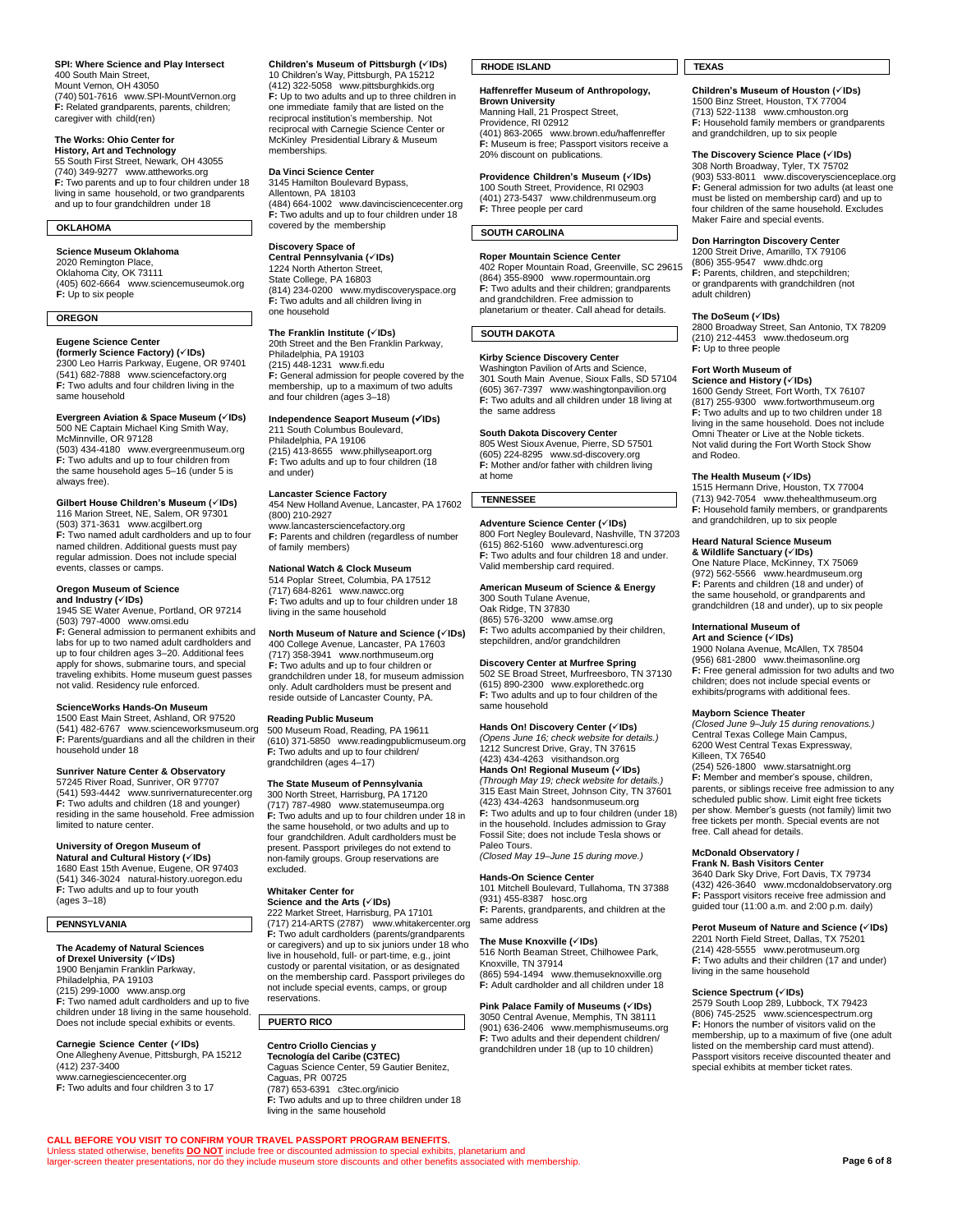**SPI: Where Science and Play Intersect**
400 South Main Street,
Mount Vernon, OH 43050
(740) 501-7616 www.SPI-MountVernon.org
**F:** Related grandparents, parents, children; caregiver with child(ren)

**The Works: Ohio Center for History, Art and Technology**
55 South First Street, Newark, OH 43055
(740) 349-9277 www.attheworks.org
**F:** Two parents and up to four children under 18 living in same household, or two grandparents and up to four grandchildren under 18

## OKLAHOMA

**Science Museum Oklahoma**
2020 Remington Place,
Oklahoma City, OK 73111
(405) 602-6664 www.sciencemuseumok.org
**F:** Up to six people

## OREGON

**Eugene Science Center (formerly Science Factory) (✓IDs)**
2300 Leo Harris Parkway, Eugene, OR 97401
(541) 682-7888 www.sciencefactory.org
**F:** Two adults and four children living in the same household

**Evergreen Aviation & Space Museum (✓IDs)**
500 NE Captain Michael King Smith Way, McMinnville, OR 97128
(503) 434-4180 www.evergreenmuseum.org
**F:** Two adults and up to four children from the same household ages 5–16 (under 5 is always free).

**Gilbert House Children's Museum (✓IDs)**
116 Marion Street, NE, Salem, OR 97301
(503) 371-3631 www.acgilbert.org
**F:** Two named adult cardholders and up to four named children. Additional guests must pay regular admission. Does not include special events, classes or camps.

**Oregon Museum of Science and Industry (✓IDs)**
1945 SE Water Avenue, Portland, OR 97214
(503) 797-4000 www.omsi.edu
**F:** General admission to permanent exhibits and labs for up to two named adult cardholders and up to four children ages 3–20. Additional fees apply for shows, submarine tours, and special traveling exhibits. Home museum guest passes not valid. Residency rule enforced.

**ScienceWorks Hands-On Museum**
1500 East Main Street, Ashland, OR 97520
(541) 482-6767 www.scienceworksmuseum.org
**F:** Parents/guardians and all the children in their household under 18

**Sunriver Nature Center & Observatory**
57245 River Road, Sunriver, OR 97707
(541) 593-4442 www.sunrivernaturecenter.org
**F:** Two adults and children (18 and younger) residing in the same household. Free admission limited to nature center.

**University of Oregon Museum of Natural and Cultural History (✓IDs)**
1680 East 15th Avenue, Eugene, OR 97403
(541) 346-3024 natural-history.uoregon.edu
**F:** Two adults and up to four youth (ages 3–18)

## PENNSYLVANIA

**The Academy of Natural Sciences of Drexel University (✓IDs)**
1900 Benjamin Franklin Parkway,
Philadelphia, PA 19103
(215) 299-1000 www.ansp.org
**F:** Two named adult cardholders and up to five children under 18 living in the same household. Does not include special exhibits or events.

**Carnegie Science Center (✓IDs)**
One Allegheny Avenue, Pittsburgh, PA 15212
(412) 237-3400
www.carnegiesciencecenter.org
**F:** Two adults and four children 3 to 17

**Children's Museum of Pittsburgh (✓IDs)**
10 Children's Way, Pittsburgh, PA 15212
(412) 322-5058 www.pittsburghkids.org
**F:** Up to two adults and up to three children in one immediate family that are listed on the reciprocal institution's membership. Not reciprocal with Carnegie Science Center or McKinley Presidential Library & Museum memberships.

**Da Vinci Science Center**
3145 Hamilton Boulevard Bypass,
Allentown, PA 18103
(484) 664-1002 www.davincisciencecenter.org
**F:** Two adults and up to four children under 18 covered by the membership

**Discovery Space of Central Pennsylvania (✓IDs)**
1224 North Atherton Street,
State College, PA 16803
(814) 234-0200 www.mydiscoveryspace.org
**F:** Two adults and all children living in one household

**The Franklin Institute (✓IDs)**
20th Street and the Ben Franklin Parkway,
Philadelphia, PA 19103
(215) 448-1231 www.fi.edu
**F:** General admission for people covered by the membership, up to a maximum of two adults and four children (ages 3–18)

**Independence Seaport Museum (✓IDs)**
211 South Columbus Boulevard,
Philadelphia, PA 19106
(215) 413-8655 www.phillyseaport.org
**F:** Two adults and up to four children (18 and under)

**Lancaster Science Factory**
454 New Holland Avenue, Lancaster, PA 17602
(800) 210-2927
www.lancastersciencefactory.org
**F:** Parents and children (regardless of number of family members)

**National Watch & Clock Museum**
514 Poplar Street, Columbia, PA 17512
(717) 684-8261 www.nawcc.org
**F:** Two adults and up to four children under 18 living in the same household

**North Museum of Nature and Science (✓IDs)**
400 College Avenue, Lancaster, PA 17603
(717) 358-3941 www.northmuseum.org
**F:** Two adults and up to four children or grandchildren under 18, for museum admission only. Adult cardholders must be present and reside outside of Lancaster County, PA.

**Reading Public Museum**
500 Museum Road, Reading, PA 19611
(610) 371-5850 www.readingpublicmuseum.org
**F:** Two adults and up to four children/ grandchildren (ages 4–17)

**The State Museum of Pennsylvania**
300 North Street, Harrisburg, PA 17120
(717) 787-4980 www.statemuseumpa.org
**F:** Two adults and up to four children under 18 in the same household, or two adults and up to four grandchildren. Adult cardholders must be present. Passport privileges do not extend to non-family groups. Group reservations are excluded.

**Whitaker Center for Science and the Arts (✓IDs)**
222 Market Street, Harrisburg, PA 17101
(717) 214-ARTS (2787) www.whitakercenter.org
**F:** Two adult cardholders (parents/grandparents or caregivers) and up to six juniors under 18 who live in household, full- or part-time, e.g., joint custody or parental visitation, or as designated on the membership card. Passport privileges do not include special events, camps, or group reservations.

## PUERTO RICO

**Centro Criollo Ciencias y Tecnología del Caribe (C3TEC)**
Caguas Science Center, 59 Gautier Benitez, Caguas, PR 00725
(787) 653-6391 c3tec.org/inicio
**F:** Two adults and up to three children under 18 living in the same household

## RHODE ISLAND

**Haffenreffer Museum of Anthropology, Brown University**
Manning Hall, 21 Prospect Street,
Providence, RI 02912
(401) 863-2065 www.brown.edu/haffenreffer
**F:** Museum is free; Passport visitors receive a 20% discount on publications.

**Providence Children's Museum (✓IDs)**
100 South Street, Providence, RI 02903
(401) 273-5437 www.childrenmuseum.org
**F:** Three people per card

## SOUTH CAROLINA

**Roper Mountain Science Center**
402 Roper Mountain Road, Greenville, SC 29615
(864) 355-8900 www.ropermountain.org
**F:** Two adults and their children; grandparents and grandchildren. Free admission to planetarium or theater. Call ahead for details.

## SOUTH DAKOTA

**Kirby Science Discovery Center**
Washington Pavilion of Arts and Science,
301 South Main Avenue, Sioux Falls, SD 57104
(605) 367-7397 www.washingtonpavilion.org
**F:** Two adults and all children under 18 living at the same address

**South Dakota Discovery Center**
805 West Sioux Avenue, Pierre, SD 57501
(605) 224-8295 www.sd-discovery.org
**F:** Mother and/or father with children living at home

## TENNESSEE

**Adventure Science Center (✓IDs)**
800 Fort Negley Boulevard, Nashville, TN 37203
(615) 862-5160 www.adventuresci.org
**F:** Two adults and four children 18 and under. Valid membership card required.

**American Museum of Science & Energy**
300 South Tulane Avenue,
Oak Ridge, TN 37830
(865) 576-3200 www.amse.org
**F:** Two adults accompanied by their children, stepchildren, and/or grandchildren

**Discovery Center at Murfree Spring**
502 SE Broad Street, Murfreesboro, TN 37130
(615) 890-2300 www.explorethedc.org
**F:** Two adults and up to four children of the same household

**Hands On! Discovery Center (✓IDs)**
*(Opens June 16; check website for details.)*
1212 Suncrest Drive, Gray, TN 37615
(423) 434-4263 visithandson.org
**Hands On! Regional Museum (✓IDs)**
*(Through May 19; check website for details.)*
315 East Main Street, Johnson City, TN 37601
(423) 434-4263 handsonmuseum.org
**F:** Two adults and up to four children (under 18) in the household. Includes admission to Gray Fossil Site; does not include Tesla shows or Paleo Tours.
*(Closed May 19–June 15 during move.)*

**Hands-On Science Center**
101 Mitchell Boulevard, Tullahoma, TN 37388
(931) 455-8387 hosc.org
**F:** Parents, grandparents, and children at the same address

**The Muse Knoxville (✓IDs)**
516 North Beaman Street, Chilhowee Park, Knoxville, TN 37914
(865) 594-1494 www.themuseknoxville.org
**F:** Adult cardholder and all children under 18

**Pink Palace Family of Museums (✓IDs)**
3050 Central Avenue, Memphis, TN 38111
(901) 636-2406 www.memphismuseums.org
**F:** Two adults and their dependent children/ grandchildren under 18 (up to 10 children)

## TEXAS

**Children's Museum of Houston (✓IDs)**
1500 Binz Street, Houston, TX 77004
(713) 522-1138 www.cmhouston.org
**F:** Household family members or grandparents and grandchildren, up to six people

**The Discovery Science Place (✓IDs)**
308 North Broadway, Tyler, TX 75702
(903) 533-8011 www.discoveryscienceplace.org
**F:** General admission for two adults (at least one must be listed on membership card) and up to four children of the same household. Excludes Maker Faire and special events.

**Don Harrington Discovery Center**
1200 Streit Drive, Amarillo, TX 79106
(806) 355-9547 www.dhdc.org
**F:** Parents, children, and stepchildren; or grandparents with grandchildren (not adult children)

**The DoSeum (✓IDs)**
2800 Broadway Street, San Antonio, TX 78209
(210) 212-4453 www.thedoseum.org
**F:** Up to three people

**Fort Worth Museum of Science and History (✓IDs)**
1600 Gendy Street, Fort Worth, TX 76107
(817) 255-9300 www.fortworthmuseum.org
**F:** Two adults and up to two children under 18 living in the same household. Does not include Omni Theater or Live at the Noble tickets. Not valid during the Fort Worth Stock Show and Rodeo.

**The Health Museum (✓IDs)**
1515 Hermann Drive, Houston, TX 77004
(713) 942-7054 www.thehealthmuseum.org
**F:** Household family members, or grandparents and grandchildren, up to six people

**Heard Natural Science Museum & Wildlife Sanctuary (✓IDs)**
One Nature Place, McKinney, TX 75069
(972) 562-5566 www.heardmuseum.org
**F:** Parents and children (18 and under) of the same household, or grandparents and grandchildren (18 and under), up to six people

**International Museum of Art and Science (✓IDs)**
1900 Nolana Avenue, McAllen, TX 78504
(956) 681-2800 www.theimasonline.org
**F:** Free general admission for two adults and two children; does not include special events or exhibits/programs with additional fees.

**Mayborn Science Theater**
*(Closed June 9–July 15 during renovations.)*
Central Texas College Main Campus,
6200 West Central Texas Expressway,
Killeen, TX 76540
(254) 526-1800 www.starsatnight.org
**F:** Member and member's spouse, children, parents, or siblings receive free admission to any scheduled public show. Limit eight free tickets per show. Member's guests (not family) limit two free tickets per month. Special events are not free. Call ahead for details.

**McDonald Observatory / Frank N. Bash Visitors Center**
3640 Dark Sky Drive, Fort Davis, TX 79734
(432) 426-3640 www.mcdonaldobservatory.org
**F:** Passport visitors receive free admission and guided tour (11:00 a.m. and 2:00 p.m. daily)

**Perot Museum of Nature and Science (✓IDs)**
2201 North Field Street, Dallas, TX 75201
(214) 428-5555 www.perotmuseum.org
**F:** Two adults and their children (17 and under) living in the same household

**Science Spectrum (✓IDs)**
2579 South Loop 289, Lubbock, TX 79423
(806) 745-2525 www.sciencespectrum.org
**F:** Honors the number of visitors valid on the membership, up to a maximum of five (one adult listed on the membership card must attend). Passport visitors receive discounted theater and special exhibits at member ticket rates.

**CALL BEFORE YOU VISIT TO CONFIRM YOUR TRAVEL PASSPORT PROGRAM BENEFITS.**
Unless stated otherwise, benefits **DO NOT** include free or discounted admission to special exhibits, planetarium and larger-screen theater presentations, nor do they include museum store discounts and other benefits associated with membership.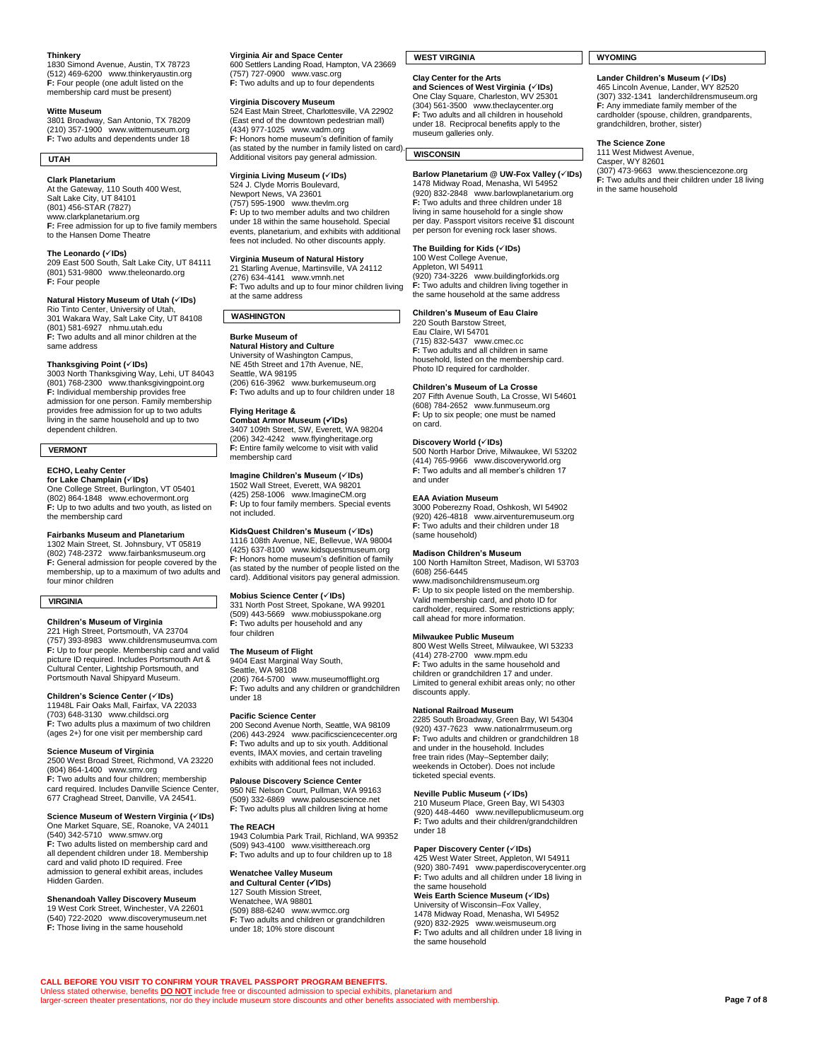**Thinkery**
1830 Simond Avenue, Austin, TX 78723
(512) 469-6200 www.thinkeryaustin.org
**F:** Four people (one adult listed on the membership card must be present)

**Witte Museum**
3801 Broadway, San Antonio, TX 78209
(210) 357-1900 www.wittemuseum.org
**F:** Two adults and dependents under 18

## UTAH

**Clark Planetarium**
At the Gateway, 110 South 400 West, Salt Lake City, UT 84101
(801) 456-STAR (7827)
www.clarkplanetarium.org
**F:** Free admission for up to five family members to the Hansen Dome Theatre

**The Leonardo (✓IDs)**
209 East 500 South, Salt Lake City, UT 84111
(801) 531-9800 www.theleonardo.org
**F:** Four people

**Natural History Museum of Utah (✓IDs)**
Rio Tinto Center, University of Utah, 301 Wakara Way, Salt Lake City, UT 84108
(801) 581-6927 nhmu.utah.edu
**F:** Two adults and all minor children at the same address

**Thanksgiving Point (✓IDs)**
3003 North Thanksgiving Way, Lehi, UT 84043
(801) 768-2300 www.thanksgivingpoint.org
**F:** Individual membership provides free admission for one person. Family membership provides free admission for up to two adults living in the same household and up to two dependent children.

## VERMONT

**ECHO, Leahy Center for Lake Champlain (✓IDs)**
One College Street, Burlington, VT 05401
(802) 864-1848 www.echovermont.org
**F:** Up to two adults and two youth, as listed on the membership card

**Fairbanks Museum and Planetarium**
1302 Main Street, St. Johnsbury, VT 05819
(802) 748-2372 www.fairbanksmuseum.org
**F:** General admission for people covered by the membership, up to a maximum of two adults and four minor children

## VIRGINIA

**Children's Museum of Virginia**
221 High Street, Portsmouth, VA 23704
(757) 393-8983 www.childrensmuseumva.com
**F:** Up to four people. Membership card and valid picture ID required. Includes Portsmouth Art & Cultural Center, Lightship Portsmouth, and Portsmouth Naval Shipyard Museum.

**Children's Science Center (✓IDs)**
11948L Fair Oaks Mall, Fairfax, VA 22033
(703) 648-3130 www.childsci.org
**F:** Two adults plus a maximum of two children (ages 2+) for one visit per membership card

**Science Museum of Virginia**
2500 West Broad Street, Richmond, VA 23220
(804) 864-1400 www.smv.org
**F:** Two adults and four children; membership card required. Includes Danville Science Center, 677 Craghead Street, Danville, VA 24541.

**Science Museum of Western Virginia (✓IDs)**
One Market Square, SE, Roanoke, VA 24011
(540) 342-5710 www.smwv.org
**F:** Two adults listed on membership card and all dependent children under 18. Membership card and valid photo ID required. Free admission to general exhibit areas, includes Hidden Garden.

**Shenandoah Valley Discovery Museum**
19 West Cork Street, Winchester, VA 22601
(540) 722-2020 www.discoverymuseum.net
**F:** Those living in the same household

**Virginia Air and Space Center**
600 Settlers Landing Road, Hampton, VA 23669
(757) 727-0900 www.vasc.org
**F:** Two adults and up to four dependents

**Virginia Discovery Museum**
524 East Main Street, Charlottesville, VA 22902 (East end of the downtown pedestrian mall)
(434) 977-1025 www.vadm.org
**F:** Honors home museum's definition of family (as stated by the number in family listed on card). Additional visitors pay general admission.

**Virginia Living Museum (✓IDs)**
524 J. Clyde Morris Boulevard, Newport News, VA 23601
(757) 595-1900 www.thevlm.org
**F:** Up to two member adults and two children under 18 within the same household. Special events, planetarium, and exhibits with additional fees not included. No other discounts apply.

**Virginia Museum of Natural History**
21 Starling Avenue, Martinsville, VA 24112
(276) 634-4141 www.vmnh.net
**F:** Two adults and up to four minor children living at the same address

## WASHINGTON

**Burke Museum of Natural History and Culture**
University of Washington Campus, NE 45th Street and 17th Avenue, NE, Seattle, WA 98195
(206) 616-3962 www.burkemuseum.org
**F:** Two adults and up to four children under 18

**Flying Heritage & Combat Armor Museum (✓IDs)**
3407 109th Street, SW, Everett, WA 98204
(206) 342-4242 www.flyingheritage.org
**F:** Entire family welcome to visit with valid membership card

**Imagine Children's Museum (✓IDs)**
1502 Wall Street, Everett, WA 98201
(425) 258-1006 www.ImagineCM.org
**F:** Up to four family members. Special events not included.

**KidsQuest Children's Museum (✓IDs)**
1116 108th Avenue, NE, Bellevue, WA 98004
(425) 637-8100 www.kidsquestmuseum.org
**F:** Honors home museum's definition of family (as stated by the number of people listed on the card). Additional visitors pay general admission.

**Mobius Science Center (✓IDs)**
331 North Post Street, Spokane, WA 99201
(509) 443-5669 www.mobiusspokane.org
**F:** Two adults per household and any four children

**The Museum of Flight**
9404 East Marginal Way South, Seattle, WA 98108
(206) 764-5700 www.museumofflight.org
**F:** Two adults and any children or grandchildren under 18

**Pacific Science Center**
200 Second Avenue North, Seattle, WA 98109
(206) 443-2924 www.pacificsciencecenter.org
**F:** Two adults and up to six youth. Additional events, IMAX movies, and certain traveling exhibits with additional fees not included.

**Palouse Discovery Science Center**
950 NE Nelson Court, Pullman, WA 99163
(509) 332-6869 www.palousescience.net
**F:** Two adults plus all children living at home

**The REACH**
1943 Columbia Park Trail, Richland, WA 99352
(509) 943-4100 www.visitthereach.org
**F:** Two adults and up to four children up to 18

**Wenatchee Valley Museum and Cultural Center (✓IDs)**
127 South Mission Street, Wenatchee, WA 98801
(509) 888-6240 www.wvmcc.org
**F:** Two adults and children or grandchildren under 18; 10% store discount

## WEST VIRGINIA

**Clay Center for the Arts and Sciences of West Virginia (✓IDs)**
One Clay Square, Charleston, WV 25301
(304) 561-3500 www.theclaycenter.org
**F:** Two adults and all children in household under 18. Reciprocal benefits apply to the museum galleries only.

## WISCONSIN

**Barlow Planetarium @ UW-Fox Valley (✓IDs)**
1478 Midway Road, Menasha, WI 54952
(920) 832-2848 www.barlowplanetarium.org
**F:** Two adults and three children under 18 living in same household for a single show per day. Passport visitors receive $1 discount per person for evening rock laser shows.

**The Building for Kids (✓IDs)**
100 West College Avenue, Appleton, WI 54911
(920) 734-3226 www.buildingforkids.org
**F:** Two adults and children living together in the same household at the same address

**Children's Museum of Eau Claire**
220 South Barstow Street, Eau Claire, WI 54701
(715) 832-5437 www.cmec.cc
**F:** Two adults and all children in same household, listed on the membership card. Photo ID required for cardholder.

**Children's Museum of La Crosse**
207 Fifth Avenue South, La Crosse, WI 54601
(608) 784-2652 www.funmuseum.org
**F:** Up to six people; one must be named on card.

**Discovery World (✓IDs)**
500 North Harbor Drive, Milwaukee, WI 53202
(414) 765-9966 www.discoveryworld.org
**F:** Two adults and all member's children 17 and under

**EAA Aviation Museum**
3000 Poberezny Road, Oshkosh, WI 54902
(920) 426-4818 www.airventuremuseum.org
**F:** Two adults and their children under 18 (same household)

**Madison Children's Museum**
100 North Hamilton Street, Madison, WI 53703
(608) 256-6445
www.madisonchildrensmuseum.org
**F:** Up to six people listed on the membership. Valid membership card, and photo ID for cardholder, required. Some restrictions apply; call ahead for more information.

**Milwaukee Public Museum**
800 West Wells Street, Milwaukee, WI 53233
(414) 278-2700 www.mpm.edu
**F:** Two adults in the same household and children or grandchildren 17 and under. Limited to general exhibit areas only; no other discounts apply.

**National Railroad Museum**
2285 South Broadway, Green Bay, WI 54304
(920) 437-7623 www.nationalrrmuseum.org
**F:** Two adults and children or grandchildren 18 and under in the household. Includes free train rides (May–September daily; weekends in October). Does not include ticketed special events.

**Neville Public Museum (✓IDs)**
210 Museum Place, Green Bay, WI 54303
(920) 448-4460 www.nevillepublicmuseum.org
**F:** Two adults and their children/grandchildren under 18

**Paper Discovery Center (✓IDs)**
425 West Water Street, Appleton, WI 54911
(920) 380-7491 www.paperdiscoverycenter.org
**F:** Two adults and all children under 18 living in the same household

**Weis Earth Science Museum (✓IDs)**
University of Wisconsin–Fox Valley, 1478 Midway Road, Menasha, WI 54952
(920) 832-2925 www.weismuseum.org
**F:** Two adults and all children under 18 living in the same household

## WYOMING

**Lander Children's Museum (✓IDs)**
465 Lincoln Avenue, Lander, WY 82520
(307) 332-1341 landerchildrensmuseum.org
**F:** Any immediate family member of the cardholder (spouse, children, grandparents, grandchildren, brother, sister)

**The Science Zone**
111 West Midwest Avenue, Casper, WY 82601
(307) 473-9663 www.thesciencezone.org
**F:** Two adults and their children under 18 living in the same household

**CALL BEFORE YOU VISIT TO CONFIRM YOUR TRAVEL PASSPORT PROGRAM BENEFITS.**
Unless stated otherwise, benefits **DO NOT** include free or discounted admission to special exhibits, planetarium and larger-screen theater presentations, nor do they include museum store discounts and other benefits associated with membership.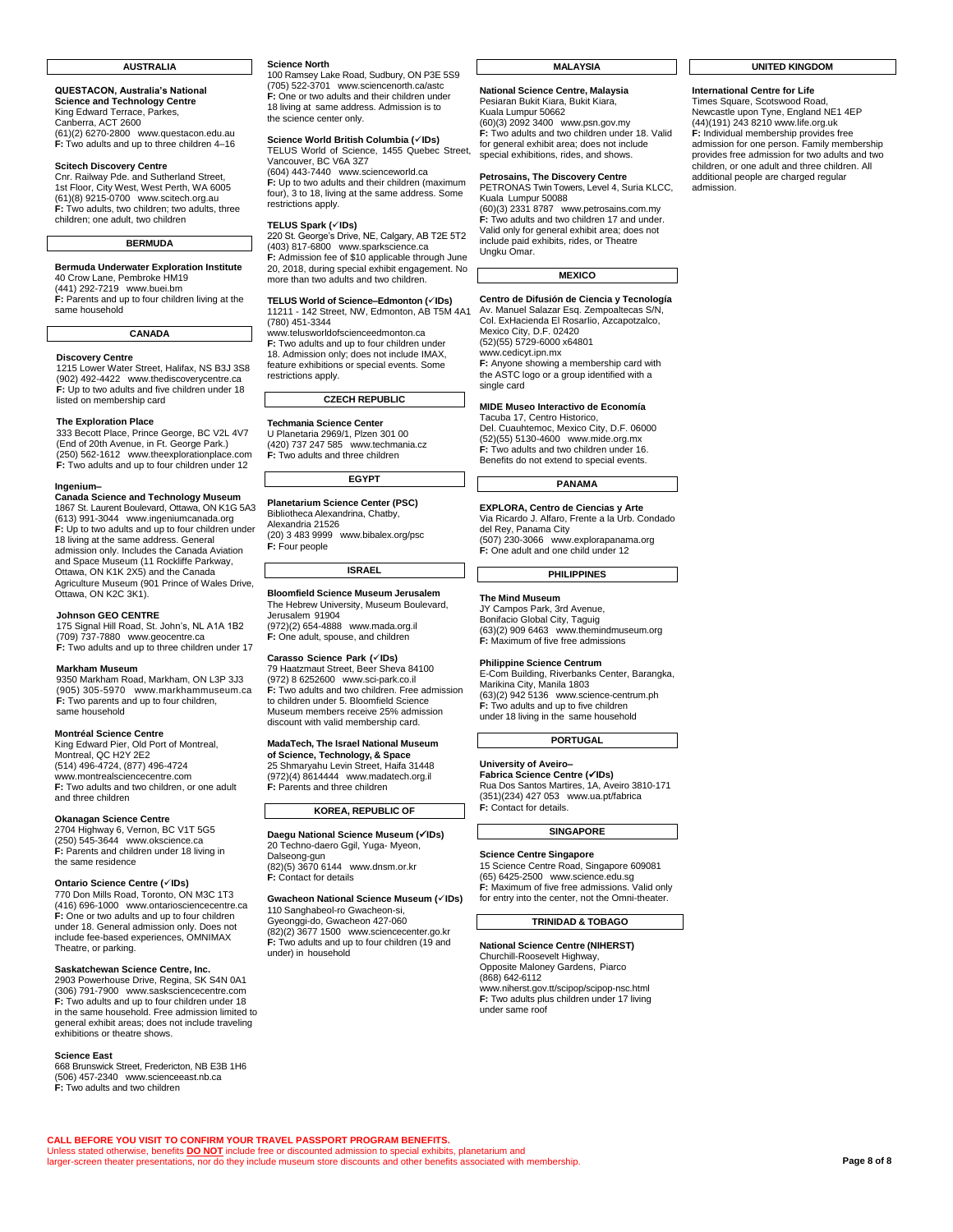## AUSTRALIA

**QUESTACON, Australia's National Science and Technology Centre**
King Edward Terrace, Parkes,
Canberra, ACT 2600
(61)(2) 6270-2800 www.questacon.edu.au
**F:** Two adults and up to three children 4–16

**Scitech Discovery Centre**
Cnr. Railway Pde. and Sutherland Street,
1st Floor, City West, West Perth, WA 6005
(61)(8) 9215-0700 www.scitech.org.au
**F:** Two adults, two children; two adults, three children; one adult, two children

## BERMUDA

**Bermuda Underwater Exploration Institute**
40 Crow Lane, Pembroke HM19
(441) 292-7219 www.buei.bm
**F:** Parents and up to four children living at the same household

## CANADA

**Discovery Centre**
1215 Lower Water Street, Halifax, NS B3J 3S8
(902) 492-4422 www.thediscoverycentre.ca
**F:** Up to two adults and five children under 18 listed on membership card

**The Exploration Place**
333 Becott Place, Prince George, BC V2L 4V7
(End of 20th Avenue, in Ft. George Park.)
(250) 562-1612 www.theexplorationplace.com
**F:** Two adults and up to four children under 12

**Ingenium–**
**Canada Science and Technology Museum**
1867 St. Laurent Boulevard, Ottawa, ON K1G 5A3
(613) 991-3044 www.ingeniumcanada.org
**F:** Up to two adults and up to four children under 18 living at the same address. General admission only. Includes the Canada Aviation and Space Museum (11 Rockliffe Parkway, Ottawa, ON K1K 2X5) and the Canada Agriculture Museum (901 Prince of Wales Drive, Ottawa, ON K2C 3K1).

**Johnson GEO CENTRE**
175 Signal Hill Road, St. John's, NL A1A 1B2
(709) 737-7880 www.geocentre.ca
**F:** Two adults and up to three children under 17

**Markham Museum**
9350 Markham Road, Markham, ON L3P 3J3
(905) 305-5970 www.markhammuseum.ca
**F:** Two parents and up to four children, same household

**Montréal Science Centre**
King Edward Pier, Old Port of Montreal,
Montreal, QC H2Y 2E2
(514) 496-4724, (877) 496-4724
www.montrealsciencecentre.com
**F:** Two adults and two children, or one adult and three children

**Okanagan Science Centre**
2704 Highway 6, Vernon, BC V1T 5G5
(250) 545-3644 www.okscience.ca
**F:** Parents and children under 18 living in the same residence

**Ontario Science Centre (✓IDs)**
770 Don Mills Road, Toronto, ON M3C 1T3
(416) 696-1000 www.ontariosciencecentre.ca
**F:** One or two adults and up to four children under 18. General admission only. Does not include fee-based experiences, OMNIMAX Theatre, or parking.

**Saskatchewan Science Centre, Inc.**
2903 Powerhouse Drive, Regina, SK S4N 0A1
(306) 791-7900 www.sasksciencecentre.com
**F:** Two adults and up to four children under 18 in the same household. Free admission limited to general exhibit areas; does not include traveling exhibitions or theatre shows.

**Science East**
668 Brunswick Street, Fredericton, NB E3B 1H6
(506) 457-2340 www.scienceeast.nb.ca
**F:** Two adults and two children

**Science North**
100 Ramsey Lake Road, Sudbury, ON P3E 5S9
(705) 522-3701 www.sciencenorth.ca/astc
**F:** One or two adults and their children under 18 living at same address. Admission is to the science center only.

**Science World British Columbia (✓IDs)**
TELUS World of Science, 1455 Quebec Street, Vancouver, BC V6A 3Z7
(604) 443-7440 www.scienceworld.ca
**F:** Up to two adults and their children (maximum four), 3 to 18, living at the same address. Some restrictions apply.

**TELUS Spark (✓IDs)**
220 St. George's Drive, NE, Calgary, AB T2E 5T2
(403) 817-6800 www.sparkscience.ca
**F:** Admission fee of $10 applicable through June 20, 2018, during special exhibit engagement. No more than two adults and two children.

**TELUS World of Science–Edmonton (✓IDs)**
11211 - 142 Street, NW, Edmonton, AB T5M 4A1
(780) 451-3344
www.telusworldofscienceedmonton.ca
**F:** Two adults and up to four children under 18. Admission only; does not include IMAX, feature exhibitions or special events. Some restrictions apply.

## CZECH REPUBLIC

**Techmania Science Center**
U Planetaria 2969/1, Plzen 301 00
(420) 737 247 585 www.techmania.cz
**F:** Two adults and three children

## EGYPT

**Planetarium Science Center (PSC)**
Bibliotheca Alexandrina, Chatby,
Alexandria 21526
(20) 3 483 9999 www.bibalex.org/psc
**F:** Four people

## ISRAEL

**Bloomfield Science Museum Jerusalem**
The Hebrew University, Museum Boulevard,
Jerusalem 91904
(972)(2) 654-4888 www.mada.org.il
**F:** One adult, spouse, and children

**Carasso Science Park (✓IDs)**
79 Haatzmaut Street, Beer Sheva 84100
(972) 8 6252600 www.sci-park.co.il
**F:** Two adults and two children. Free admission to children under 5. Bloomfield Science Museum members receive 25% admission discount with valid membership card.

**MadaTech, The Israel National Museum of Science, Technology, & Space**
25 Shmaryahu Levin Street, Haifa 31448
(972)(4) 8614444 www.madatech.org.il
**F:** Parents and three children

## KOREA, REPUBLIC OF

**Daegu National Science Museum (✓IDs)**
20 Techno-daero Ggil, Yuga- Myeon,
Dalseong-gun
(82)(5) 3670 6144 www.dnsm.or.kr
**F:** Contact for details

**Gwacheon National Science Museum (✓IDs)**
110 Sanghabeol-ro Gwacheon-si,
Gyeonggi-do, Gwacheon 427-060
(82)(2) 3677 1500 www.sciencecenter.go.kr
**F:** Two adults and up to four children (19 and under) in household

## MALAYSIA

**National Science Centre, Malaysia**
Pesiaran Bukit Kiara, Bukit Kiara,
Kuala Lumpur 50662
(60)(3) 2092 3400 www.psn.gov.my
**F:** Two adults and two children under 18. Valid for general exhibit area; does not include special exhibitions, rides, and shows.

**Petrosains, The Discovery Centre**
PETRONAS Twin Towers, Level 4, Suria KLCC,
Kuala Lumpur 50088
(60)(3) 2331 8787 www.petrosains.com.my
**F:** Two adults and two children 17 and under. Valid only for general exhibit area; does not include paid exhibits, rides, or Theatre Ungku Omar.

## MEXICO

**Centro de Difusión de Ciencia y Tecnología**
Av. Manuel Salazar Esq. Zempoaltecas S/N,
Col. ExHacienda El Rosarlio, Azcapotzalco,
Mexico City, D.F. 02420
(52)(55) 5729-6000 x64801
www.cedicyt.ipn.mx
**F:** Anyone showing a membership card with the ASTC logo or a group identified with a single card

**MIDE Museo Interactivo de Economía**
Tacuba 17, Centro Historico,
Del. Cuauhtemoc, Mexico City, D.F. 06000
(52)(55) 5130-4600 www.mide.org.mx
**F:** Two adults and two children under 16. Benefits do not extend to special events.

## PANAMA

**EXPLORA, Centro de Ciencias y Arte**
Via Ricardo J. Alfaro, Frente a la Urb. Condado del Rey, Panama City
(507) 230-3066 www.explorapanama.org
**F:** One adult and one child under 12

## PHILIPPINES

**The Mind Museum**
JY Campos Park, 3rd Avenue,
Bonifacio Global City, Taguig
(63)(2) 909 6463 www.themindmuseum.org
**F:** Maximum of five free admissions

**Philippine Science Centrum**
E-Com Building, Riverbanks Center, Barangka,
Marikina City, Manila 1803
(63)(2) 942 5136 www.science-centrum.ph
**F:** Two adults and up to five children under 18 living in the same household

## PORTUGAL

**University of Aveiro–**
**Fabrica Science Centre (✓IDs)**
Rua Dos Santos Martires, 1A, Aveiro 3810-171
(351)(234) 427 053 www.ua.pt/fabrica
**F:** Contact for details.

## SINGAPORE

**Science Centre Singapore**
15 Science Centre Road, Singapore 609081
(65) 6425-2500 www.science.edu.sg
**F:** Maximum of five free admissions. Valid only for entry into the center, not the Omni-theater.

## TRINIDAD & TOBAGO

**National Science Centre (NIHERST)**
Churchill-Roosevelt Highway,
Opposite Maloney Gardens, Piarco
(868) 642-6112
www.niherst.gov.tt/scipop/scipop-nsc.html
**F:** Two adults plus children under 17 living under same roof

## UNITED KINGDOM

**International Centre for Life**
Times Square, Scotswood Road,
Newcastle upon Tyne, England NE1 4EP
(44)(191) 243 8210 www.life.org.uk
**F:** Individual membership provides free admission for one person. Family membership provides free admission for two adults and two children, or one adult and three children. All additional people are charged regular admission.

**CALL BEFORE YOU VISIT TO CONFIRM YOUR TRAVEL PASSPORT PROGRAM BENEFITS.**
Unless stated otherwise, benefits **DO NOT** include free or discounted admission to special exhibits, planetarium and larger-screen theater presentations, nor do they include museum store discounts and other benefits associated with membership.